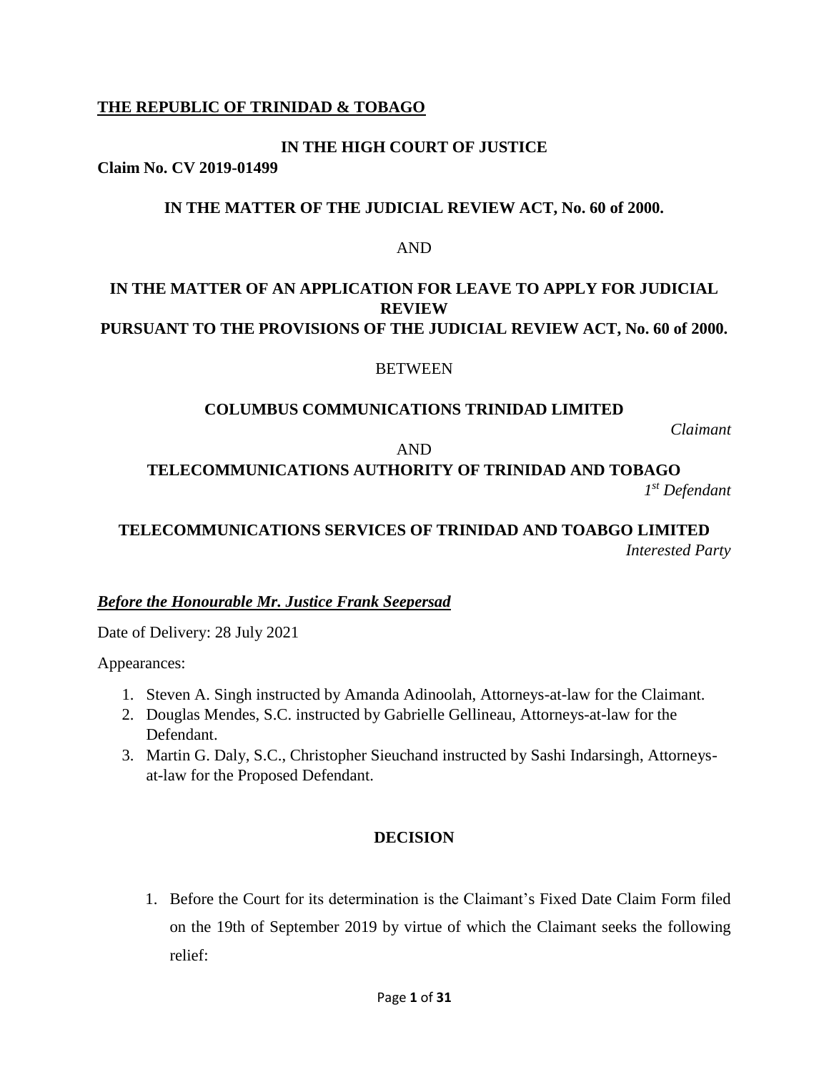**THE REPUBLIC OF TRINIDAD & TOBAGO**

**IN THE HIGH COURT OF JUSTICE**

**Claim No. CV 2019-01499**

**IN THE MATTER OF THE JUDICIAL REVIEW ACT, No. 60 of 2000.**

AND

**IN THE MATTER OF AN APPLICATION FOR LEAVE TO APPLY FOR JUDICIAL REVIEW**
**PURSUANT TO THE PROVISIONS OF THE JUDICIAL REVIEW ACT, No. 60 of 2000.**

BETWEEN

**COLUMBUS COMMUNICATIONS TRINIDAD LIMITED**

*Claimant*

AND

**TELECOMMUNICATIONS AUTHORITY OF TRINIDAD AND TOBAGO**

*1st Defendant*

**TELECOMMUNICATIONS SERVICES OF TRINIDAD AND TOABGO LIMITED**

*Interested Party*

***Before the Honourable Mr. Justice Frank Seepersad***

Date of Delivery: 28 July 2021

Appearances:

1. Steven A. Singh instructed by Amanda Adinoolah, Attorneys-at-law for the Claimant.
2. Douglas Mendes, S.C. instructed by Gabrielle Gellineau, Attorneys-at-law for the Defendant.
3. Martin G. Daly, S.C., Christopher Sieuchand instructed by Sashi Indarsingh, Attorneys-at-law for the Proposed Defendant.

**DECISION**

1. Before the Court for its determination is the Claimant's Fixed Date Claim Form filed on the 19th of September 2019 by virtue of which the Claimant seeks the following relief: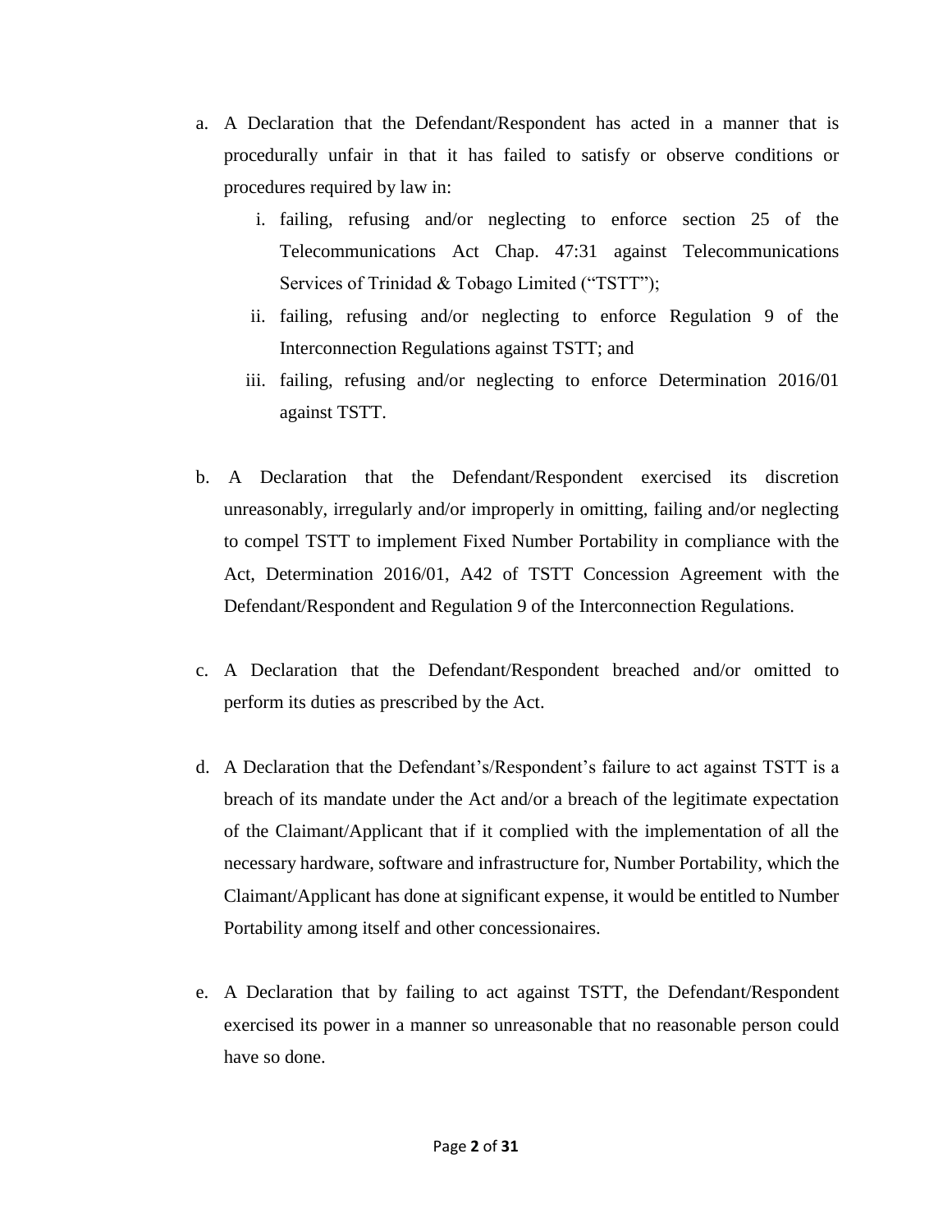a. A Declaration that the Defendant/Respondent has acted in a manner that is procedurally unfair in that it has failed to satisfy or observe conditions or procedures required by law in:

    i. failing, refusing and/or neglecting to enforce section 25 of the Telecommunications Act Chap. 47:31 against Telecommunications Services of Trinidad & Tobago Limited ("TSTT");

    ii. failing, refusing and/or neglecting to enforce Regulation 9 of the Interconnection Regulations against TSTT; and

    iii. failing, refusing and/or neglecting to enforce Determination 2016/01 against TSTT.

b. A Declaration that the Defendant/Respondent exercised its discretion unreasonably, irregularly and/or improperly in omitting, failing and/or neglecting to compel TSTT to implement Fixed Number Portability in compliance with the Act, Determination 2016/01, A42 of TSTT Concession Agreement with the Defendant/Respondent and Regulation 9 of the Interconnection Regulations.

c. A Declaration that the Defendant/Respondent breached and/or omitted to perform its duties as prescribed by the Act.

d. A Declaration that the Defendant's/Respondent's failure to act against TSTT is a breach of its mandate under the Act and/or a breach of the legitimate expectation of the Claimant/Applicant that if it complied with the implementation of all the necessary hardware, software and infrastructure for, Number Portability, which the Claimant/Applicant has done at significant expense, it would be entitled to Number Portability among itself and other concessionaires.

e. A Declaration that by failing to act against TSTT, the Defendant/Respondent exercised its power in a manner so unreasonable that no reasonable person could have so done.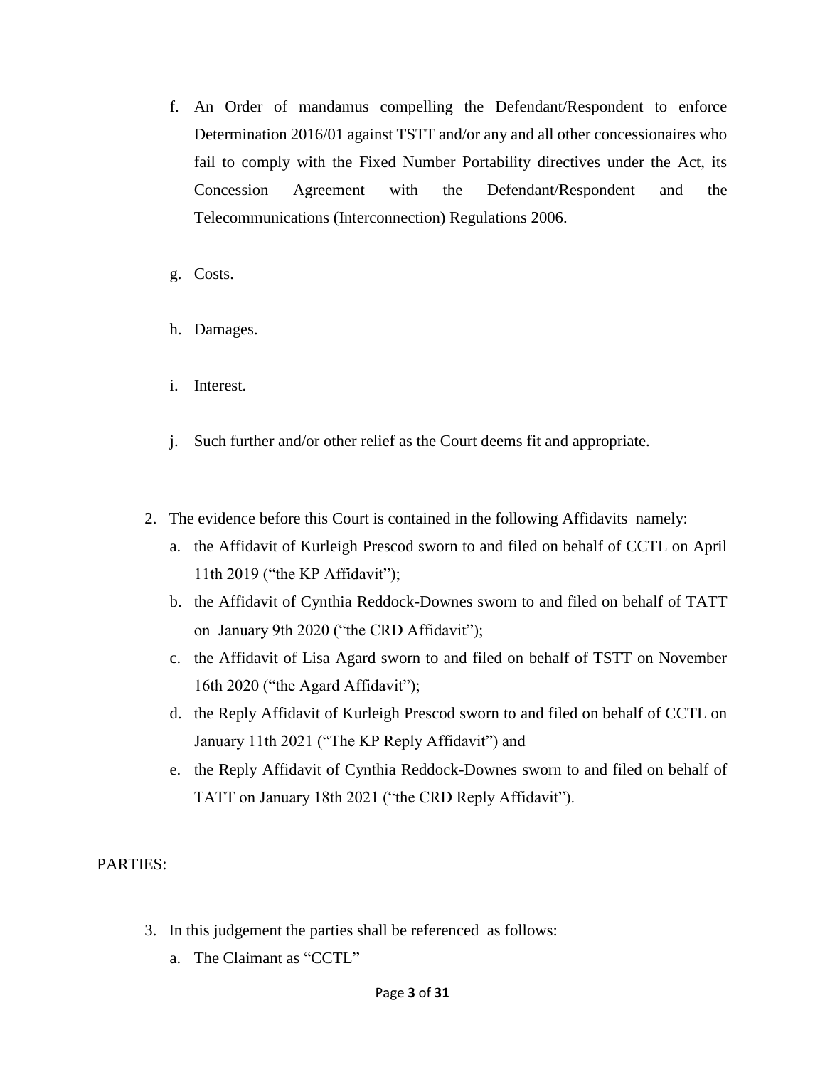f. An Order of mandamus compelling the Defendant/Respondent to enforce Determination 2016/01 against TSTT and/or any and all other concessionaires who fail to comply with the Fixed Number Portability directives under the Act, its Concession Agreement with the Defendant/Respondent and the Telecommunications (Interconnection) Regulations 2006.

g. Costs.

h. Damages.

i. Interest.

j. Such further and/or other relief as the Court deems fit and appropriate.

2. The evidence before this Court is contained in the following Affidavits namely:
   a. the Affidavit of Kurleigh Prescod sworn to and filed on behalf of CCTL on April 11th 2019 ("the KP Affidavit");
   b. the Affidavit of Cynthia Reddock-Downes sworn to and filed on behalf of TATT on January 9th 2020 ("the CRD Affidavit");
   c. the Affidavit of Lisa Agard sworn to and filed on behalf of TSTT on November 16th 2020 ("the Agard Affidavit");
   d. the Reply Affidavit of Kurleigh Prescod sworn to and filed on behalf of CCTL on January 11th 2021 ("The KP Reply Affidavit") and
   e. the Reply Affidavit of Cynthia Reddock-Downes sworn to and filed on behalf of TATT on January 18th 2021 ("the CRD Reply Affidavit").

PARTIES:

3. In this judgement the parties shall be referenced as follows:
   a. The Claimant as "CCTL"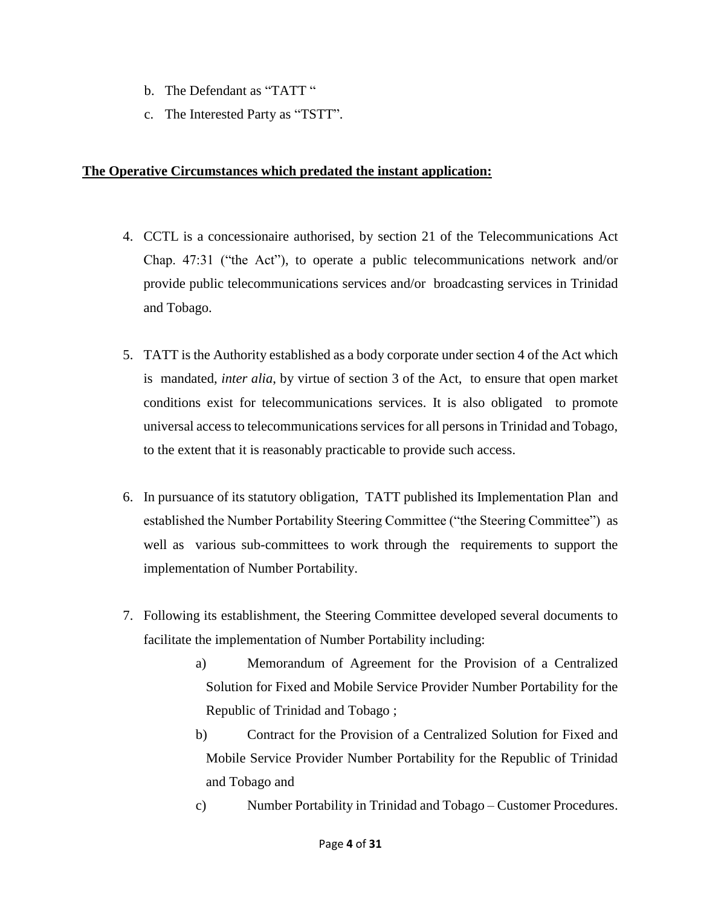b. The Defendant as "TATT "
c. The Interested Party as "TSTT".

**The Operative Circumstances which predated the instant application:**

4. CCTL is a concessionaire authorised, by section 21 of the Telecommunications Act Chap. 47:31 ("the Act"), to operate a public telecommunications network and/or provide public telecommunications services and/or broadcasting services in Trinidad and Tobago.

5. TATT is the Authority established as a body corporate under section 4 of the Act which is mandated, *inter alia*, by virtue of section 3 of the Act, to ensure that open market conditions exist for telecommunications services. It is also obligated to promote universal access to telecommunications services for all persons in Trinidad and Tobago, to the extent that it is reasonably practicable to provide such access.

6. In pursuance of its statutory obligation, TATT published its Implementation Plan and established the Number Portability Steering Committee ("the Steering Committee") as well as various sub-committees to work through the requirements to support the implementation of Number Portability.

7. Following its establishment, the Steering Committee developed several documents to facilitate the implementation of Number Portability including:

   a) Memorandum of Agreement for the Provision of a Centralized Solution for Fixed and Mobile Service Provider Number Portability for the Republic of Trinidad and Tobago ;

   b) Contract for the Provision of a Centralized Solution for Fixed and Mobile Service Provider Number Portability for the Republic of Trinidad and Tobago and

   c) Number Portability in Trinidad and Tobago – Customer Procedures.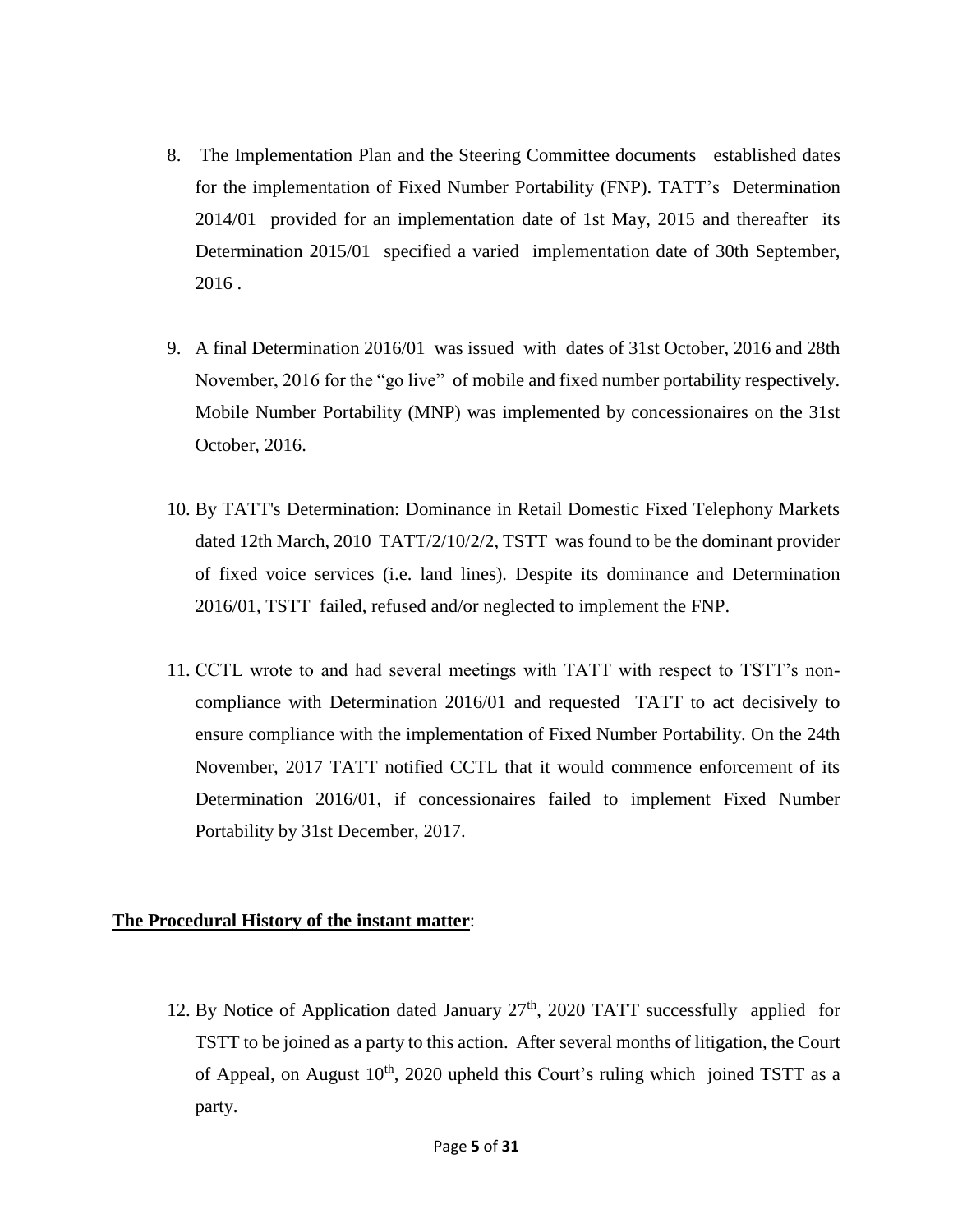8. The Implementation Plan and the Steering Committee documents established dates for the implementation of Fixed Number Portability (FNP). TATT's Determination 2014/01 provided for an implementation date of 1st May, 2015 and thereafter its Determination 2015/01 specified a varied implementation date of 30th September, 2016 .

9. A final Determination 2016/01 was issued with dates of 31st October, 2016 and 28th November, 2016 for the "go live" of mobile and fixed number portability respectively. Mobile Number Portability (MNP) was implemented by concessionaires on the 31st October, 2016.

10. By TATT's Determination: Dominance in Retail Domestic Fixed Telephony Markets dated 12th March, 2010 TATT/2/10/2/2, TSTT was found to be the dominant provider of fixed voice services (i.e. land lines). Despite its dominance and Determination 2016/01, TSTT failed, refused and/or neglected to implement the FNP.

11. CCTL wrote to and had several meetings with TATT with respect to TSTT's non-compliance with Determination 2016/01 and requested TATT to act decisively to ensure compliance with the implementation of Fixed Number Portability. On the 24th November, 2017 TATT notified CCTL that it would commence enforcement of its Determination 2016/01, if concessionaires failed to implement Fixed Number Portability by 31st December, 2017.

**The Procedural History of the instant matter**:

12. By Notice of Application dated January 27th, 2020 TATT successfully applied for TSTT to be joined as a party to this action. After several months of litigation, the Court of Appeal, on August 10th, 2020 upheld this Court's ruling which joined TSTT as a party.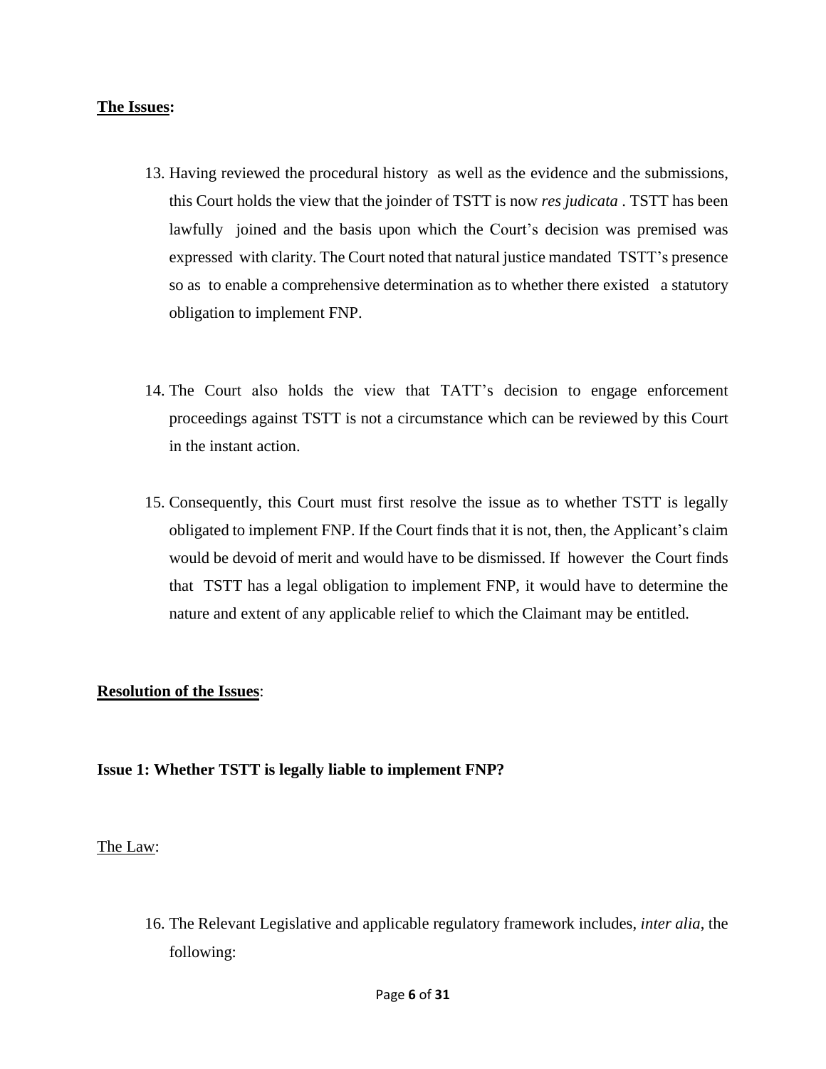**<u>The Issues</u>:**

13. Having reviewed the procedural history as well as the evidence and the submissions, this Court holds the view that the joinder of TSTT is now *res judicata* . TSTT has been lawfully joined and the basis upon which the Court's decision was premised was expressed with clarity. The Court noted that natural justice mandated TSTT's presence so as to enable a comprehensive determination as to whether there existed a statutory obligation to implement FNP.

14. The Court also holds the view that TATT's decision to engage enforcement proceedings against TSTT is not a circumstance which can be reviewed by this Court in the instant action.

15. Consequently, this Court must first resolve the issue as to whether TSTT is legally obligated to implement FNP. If the Court finds that it is not, then, the Applicant's claim would be devoid of merit and would have to be dismissed. If however the Court finds that TSTT has a legal obligation to implement FNP, it would have to determine the nature and extent of any applicable relief to which the Claimant may be entitled.

**<u>Resolution of the Issues</u>:**

**Issue 1: Whether TSTT is legally liable to implement FNP?**

<u>The Law</u>:

16. The Relevant Legislative and applicable regulatory framework includes, *inter alia*, the following: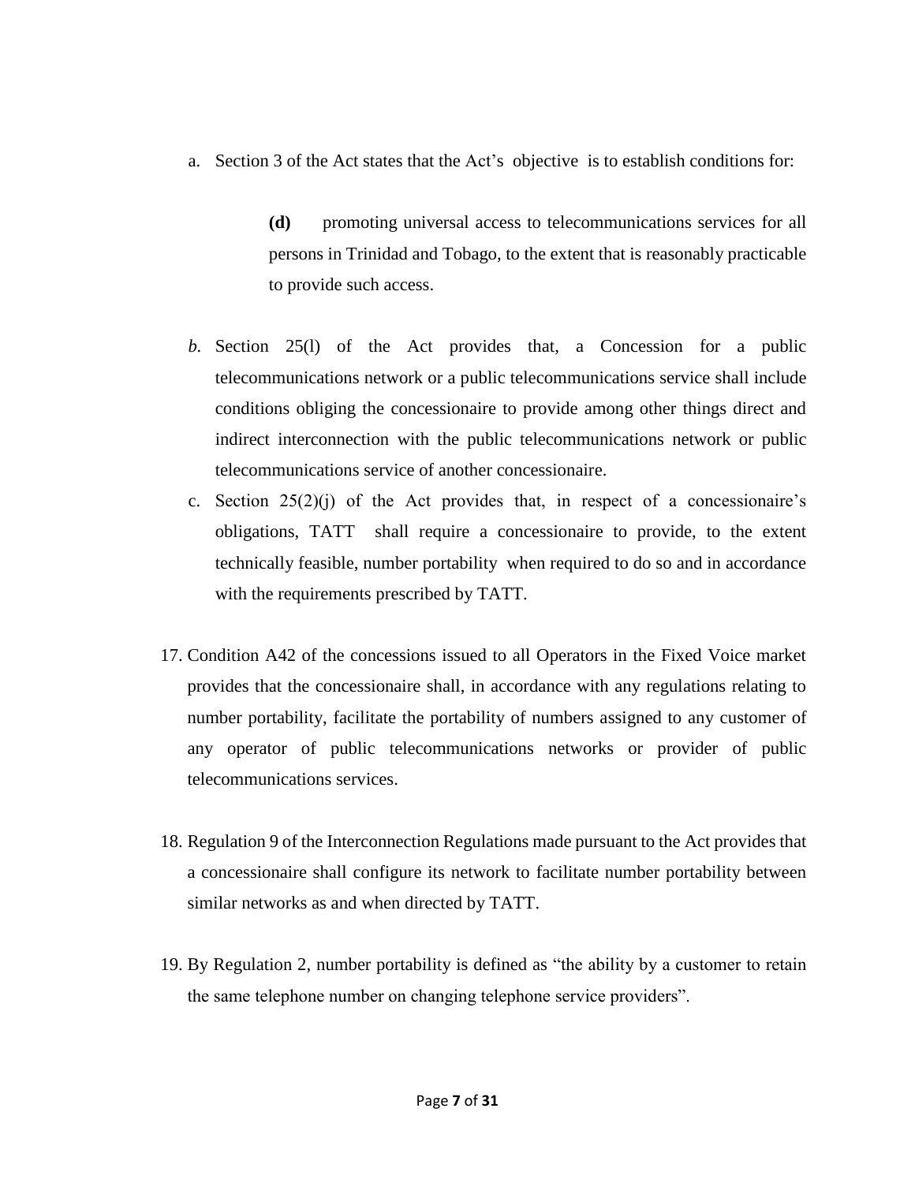a. Section 3 of the Act states that the Act's objective is to establish conditions for:

   > **(d)** promoting universal access to telecommunications services for all persons in Trinidad and Tobago, to the extent that is reasonably practicable to provide such access.

*b.* Section 25(l) of the Act provides that, a Concession for a public telecommunications network or a public telecommunications service shall include conditions obliging the concessionaire to provide among other things direct and indirect interconnection with the public telecommunications network or public telecommunications service of another concessionaire.

c. Section 25(2)(j) of the Act provides that, in respect of a concessionaire's obligations, TATT shall require a concessionaire to provide, to the extent technically feasible, number portability when required to do so and in accordance with the requirements prescribed by TATT.

17. Condition A42 of the concessions issued to all Operators in the Fixed Voice market provides that the concessionaire shall, in accordance with any regulations relating to number portability, facilitate the portability of numbers assigned to any customer of any operator of public telecommunications networks or provider of public telecommunications services.

18. Regulation 9 of the Interconnection Regulations made pursuant to the Act provides that a concessionaire shall configure its network to facilitate number portability between similar networks as and when directed by TATT.

19. By Regulation 2, number portability is defined as "the ability by a customer to retain the same telephone number on changing telephone service providers".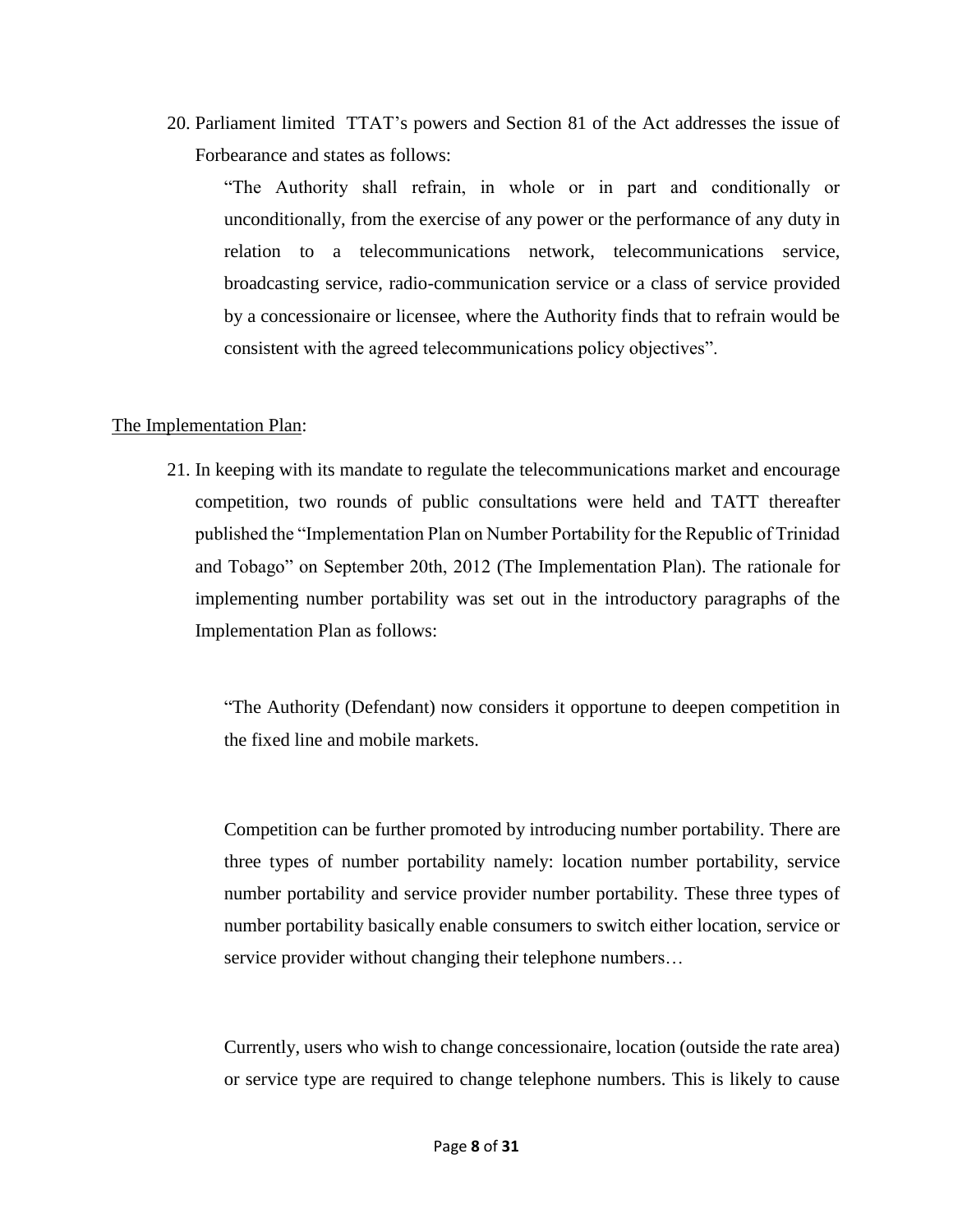20. Parliament limited TTAT's powers and Section 81 of the Act addresses the issue of Forbearance and states as follows:

    "The Authority shall refrain, in whole or in part and conditionally or unconditionally, from the exercise of any power or the performance of any duty in relation to a telecommunications network, telecommunications service, broadcasting service, radio-communication service or a class of service provided by a concessionaire or licensee, where the Authority finds that to refrain would be consistent with the agreed telecommunications policy objectives".

<u>The Implementation Plan</u>:

21. In keeping with its mandate to regulate the telecommunications market and encourage competition, two rounds of public consultations were held and TATT thereafter published the "Implementation Plan on Number Portability for the Republic of Trinidad and Tobago" on September 20th, 2012 (The Implementation Plan). The rationale for implementing number portability was set out in the introductory paragraphs of the Implementation Plan as follows:

    "The Authority (Defendant) now considers it opportune to deepen competition in the fixed line and mobile markets.

    Competition can be further promoted by introducing number portability. There are three types of number portability namely: location number portability, service number portability and service provider number portability. These three types of number portability basically enable consumers to switch either location, service or service provider without changing their telephone numbers…

    Currently, users who wish to change concessionaire, location (outside the rate area) or service type are required to change telephone numbers. This is likely to cause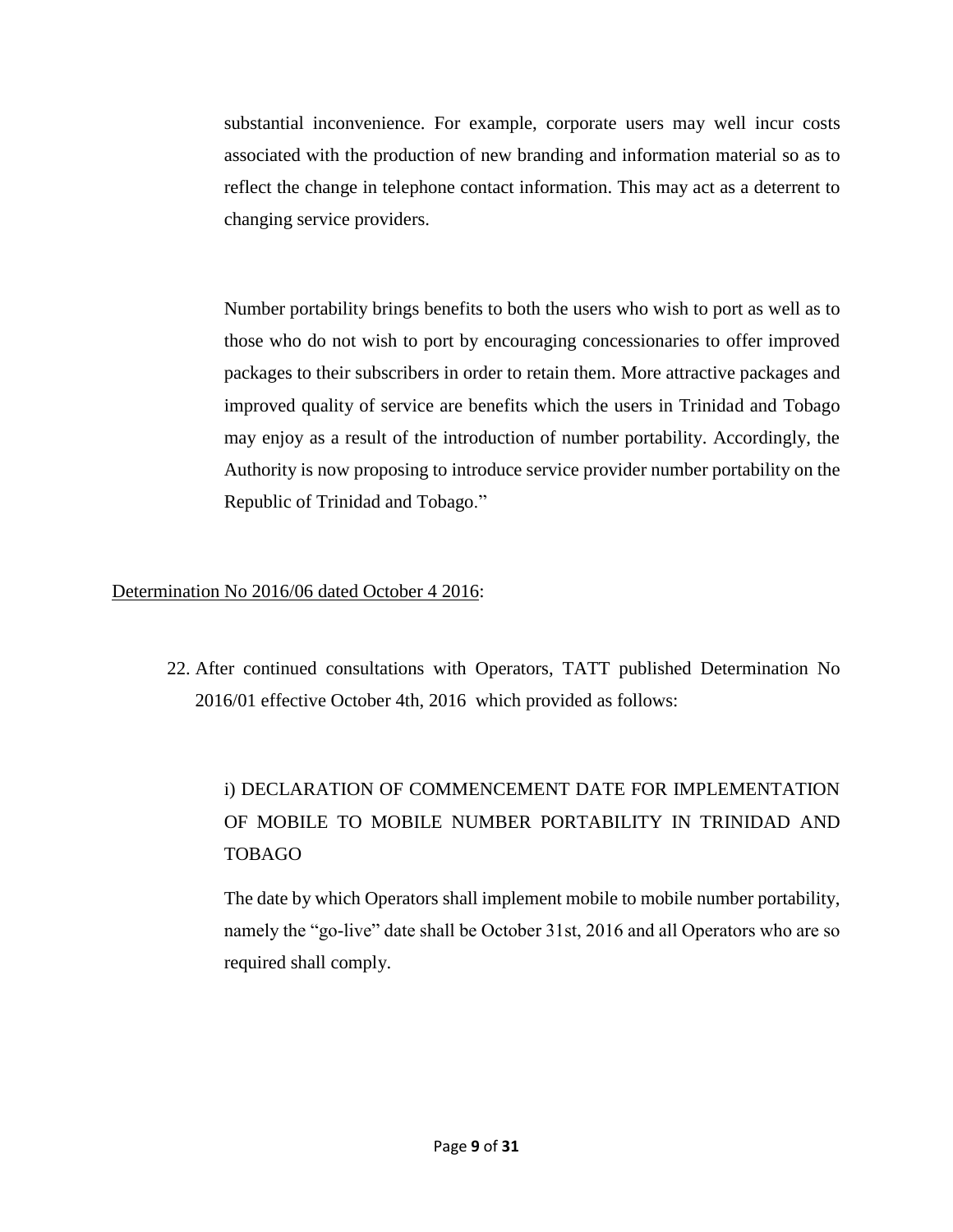substantial inconvenience. For example, corporate users may well incur costs associated with the production of new branding and information material so as to reflect the change in telephone contact information. This may act as a deterrent to changing service providers.

Number portability brings benefits to both the users who wish to port as well as to those who do not wish to port by encouraging concessionaries to offer improved packages to their subscribers in order to retain them. More attractive packages and improved quality of service are benefits which the users in Trinidad and Tobago may enjoy as a result of the introduction of number portability. Accordingly, the Authority is now proposing to introduce service provider number portability on the Republic of Trinidad and Tobago."

<u>Determination No 2016/06 dated October 4 2016</u>:

22. After continued consultations with Operators, TATT published Determination No 2016/01 effective October 4th, 2016 which provided as follows:

    i) DECLARATION OF COMMENCEMENT DATE FOR IMPLEMENTATION OF MOBILE TO MOBILE NUMBER PORTABILITY IN TRINIDAD AND TOBAGO

    The date by which Operators shall implement mobile to mobile number portability, namely the "go-live" date shall be October 31st, 2016 and all Operators who are so required shall comply.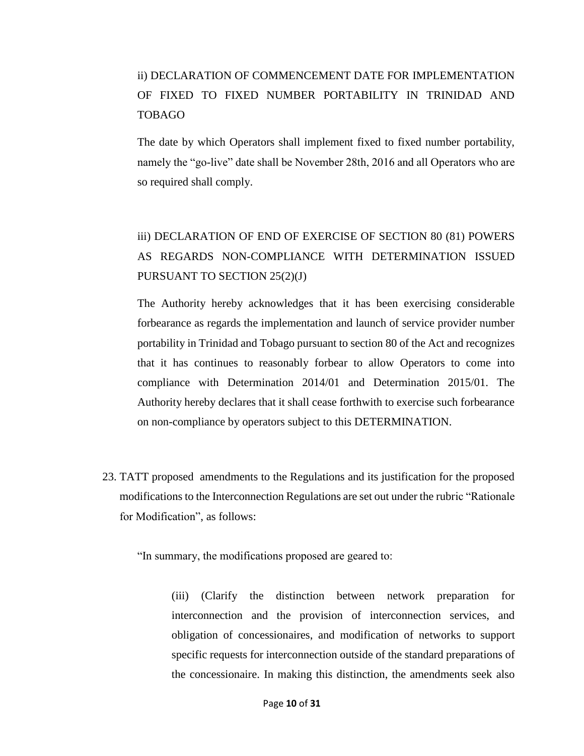ii) DECLARATION OF COMMENCEMENT DATE FOR IMPLEMENTATION OF FIXED TO FIXED NUMBER PORTABILITY IN TRINIDAD AND TOBAGO

The date by which Operators shall implement fixed to fixed number portability, namely the "go-live" date shall be November 28th, 2016 and all Operators who are so required shall comply.

iii) DECLARATION OF END OF EXERCISE OF SECTION 80 (81) POWERS AS REGARDS NON-COMPLIANCE WITH DETERMINATION ISSUED PURSUANT TO SECTION 25(2)(J)

The Authority hereby acknowledges that it has been exercising considerable forbearance as regards the implementation and launch of service provider number portability in Trinidad and Tobago pursuant to section 80 of the Act and recognizes that it has continues to reasonably forbear to allow Operators to come into compliance with Determination 2014/01 and Determination 2015/01. The Authority hereby declares that it shall cease forthwith to exercise such forbearance on non-compliance by operators subject to this DETERMINATION.

23. TATT proposed amendments to the Regulations and its justification for the proposed modifications to the Interconnection Regulations are set out under the rubric "Rationale for Modification", as follows:

"In summary, the modifications proposed are geared to:

> (iii) (Clarify the distinction between network preparation for interconnection and the provision of interconnection services, and obligation of concessionaires, and modification of networks to support specific requests for interconnection outside of the standard preparations of the concessionaire. In making this distinction, the amendments seek also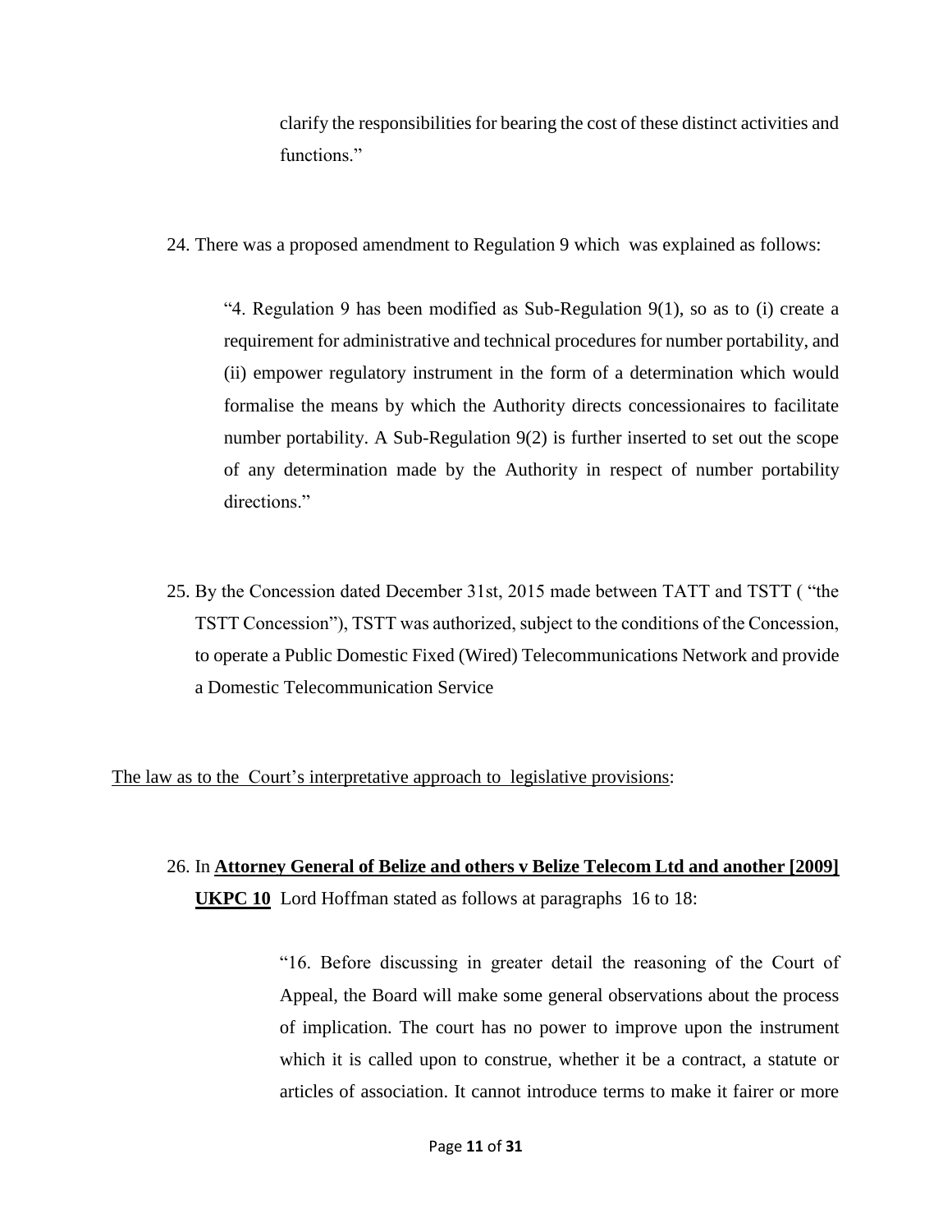clarify the responsibilities for bearing the cost of these distinct activities and functions."

24. There was a proposed amendment to Regulation 9 which was explained as follows:

> "4. Regulation 9 has been modified as Sub-Regulation 9(1), so as to (i) create a requirement for administrative and technical procedures for number portability, and (ii) empower regulatory instrument in the form of a determination which would formalise the means by which the Authority directs concessionaires to facilitate number portability. A Sub-Regulation 9(2) is further inserted to set out the scope of any determination made by the Authority in respect of number portability directions."

25. By the Concession dated December 31st, 2015 made between TATT and TSTT ( "the TSTT Concession"), TSTT was authorized, subject to the conditions of the Concession, to operate a Public Domestic Fixed (Wired) Telecommunications Network and provide a Domestic Telecommunication Service

<u>The law as to the Court's interpretative approach to legislative provisions</u>:

26. In **<u>Attorney General of Belize and others v Belize Telecom Ltd and another [2009] UKPC 10</u>** Lord Hoffman stated as follows at paragraphs 16 to 18:

> "16. Before discussing in greater detail the reasoning of the Court of Appeal, the Board will make some general observations about the process of implication. The court has no power to improve upon the instrument which it is called upon to construe, whether it be a contract, a statute or articles of association. It cannot introduce terms to make it fairer or more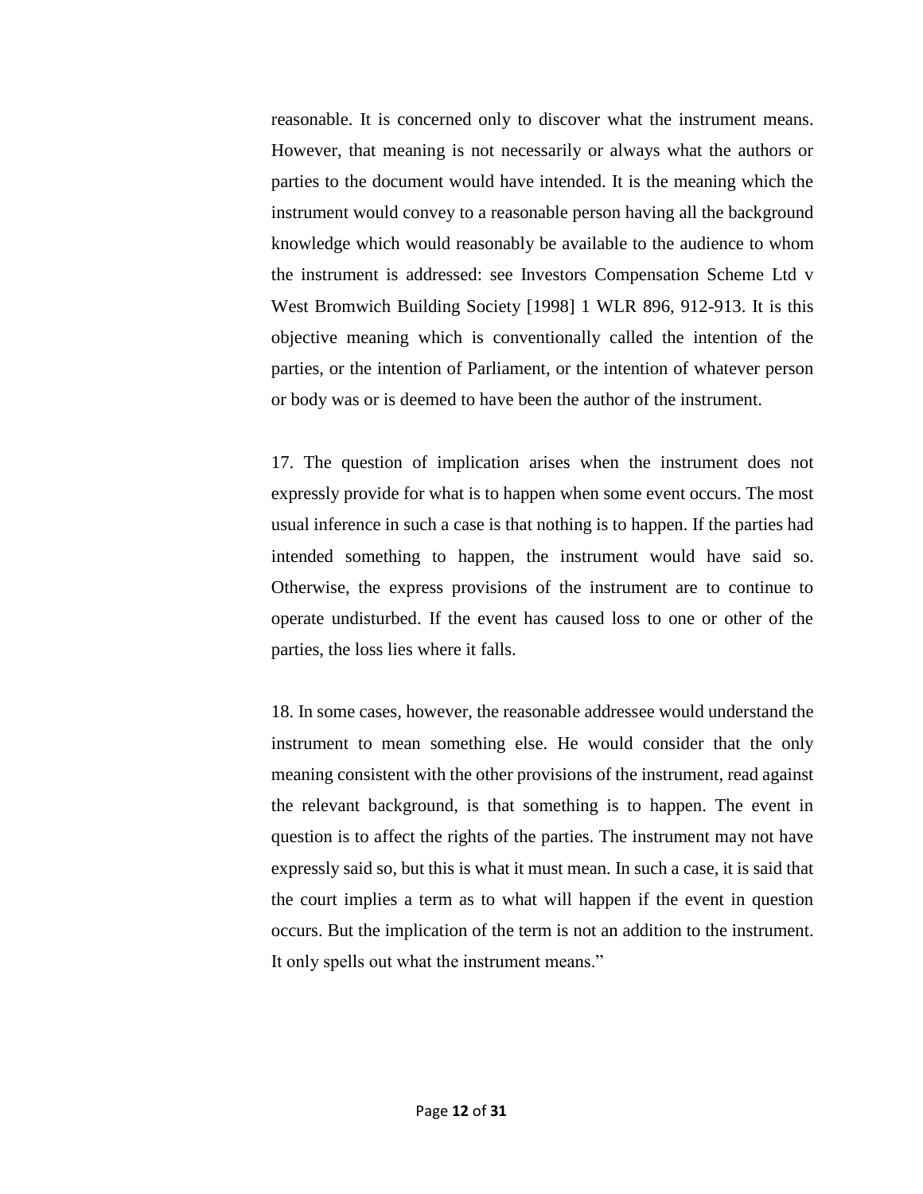reasonable. It is concerned only to discover what the instrument means. However, that meaning is not necessarily or always what the authors or parties to the document would have intended. It is the meaning which the instrument would convey to a reasonable person having all the background knowledge which would reasonably be available to the audience to whom the instrument is addressed: see Investors Compensation Scheme Ltd v West Bromwich Building Society [1998] 1 WLR 896, 912-913. It is this objective meaning which is conventionally called the intention of the parties, or the intention of Parliament, or the intention of whatever person or body was or is deemed to have been the author of the instrument.

17. The question of implication arises when the instrument does not expressly provide for what is to happen when some event occurs. The most usual inference in such a case is that nothing is to happen. If the parties had intended something to happen, the instrument would have said so. Otherwise, the express provisions of the instrument are to continue to operate undisturbed. If the event has caused loss to one or other of the parties, the loss lies where it falls.

18. In some cases, however, the reasonable addressee would understand the instrument to mean something else. He would consider that the only meaning consistent with the other provisions of the instrument, read against the relevant background, is that something is to happen. The event in question is to affect the rights of the parties. The instrument may not have expressly said so, but this is what it must mean. In such a case, it is said that the court implies a term as to what will happen if the event in question occurs. But the implication of the term is not an addition to the instrument. It only spells out what the instrument means."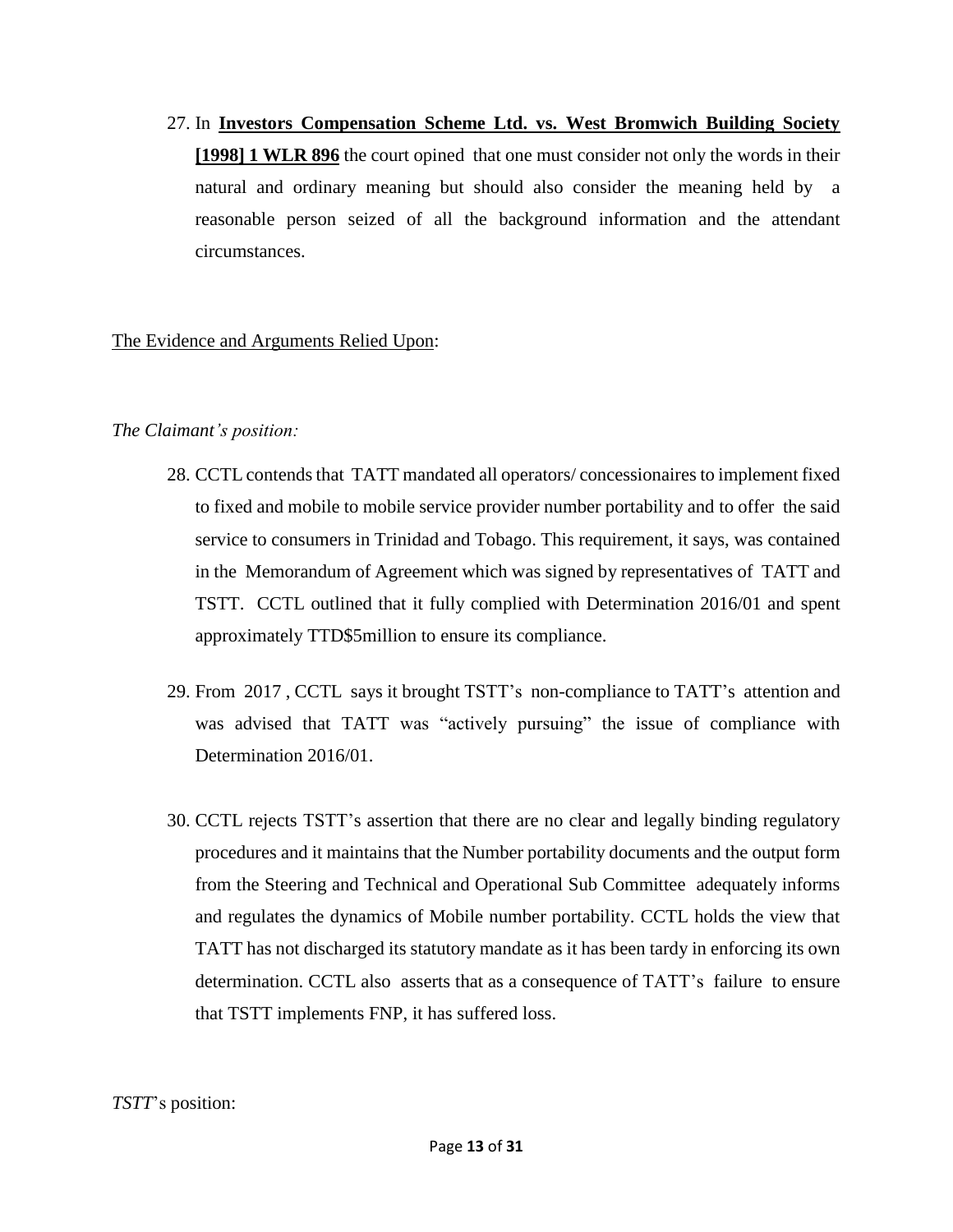27. In **Investors Compensation Scheme Ltd. vs. West Bromwich Building Society [1998] 1 WLR 896** the court opined that one must consider not only the words in their natural and ordinary meaning but should also consider the meaning held by a reasonable person seized of all the background information and the attendant circumstances.

<u>The Evidence and Arguments Relied Upon</u>:

*The Claimant's position:*

28. CCTL contends that TATT mandated all operators/ concessionaires to implement fixed to fixed and mobile to mobile service provider number portability and to offer the said service to consumers in Trinidad and Tobago. This requirement, it says, was contained in the Memorandum of Agreement which was signed by representatives of TATT and TSTT. CCTL outlined that it fully complied with Determination 2016/01 and spent approximately TTD$5million to ensure its compliance.

29. From 2017 , CCTL says it brought TSTT's non-compliance to TATT's attention and was advised that TATT was "actively pursuing" the issue of compliance with Determination 2016/01.

30. CCTL rejects TSTT's assertion that there are no clear and legally binding regulatory procedures and it maintains that the Number portability documents and the output form from the Steering and Technical and Operational Sub Committee adequately informs and regulates the dynamics of Mobile number portability. CCTL holds the view that TATT has not discharged its statutory mandate as it has been tardy in enforcing its own determination. CCTL also asserts that as a consequence of TATT's failure to ensure that TSTT implements FNP, it has suffered loss.

*TSTT*'s position: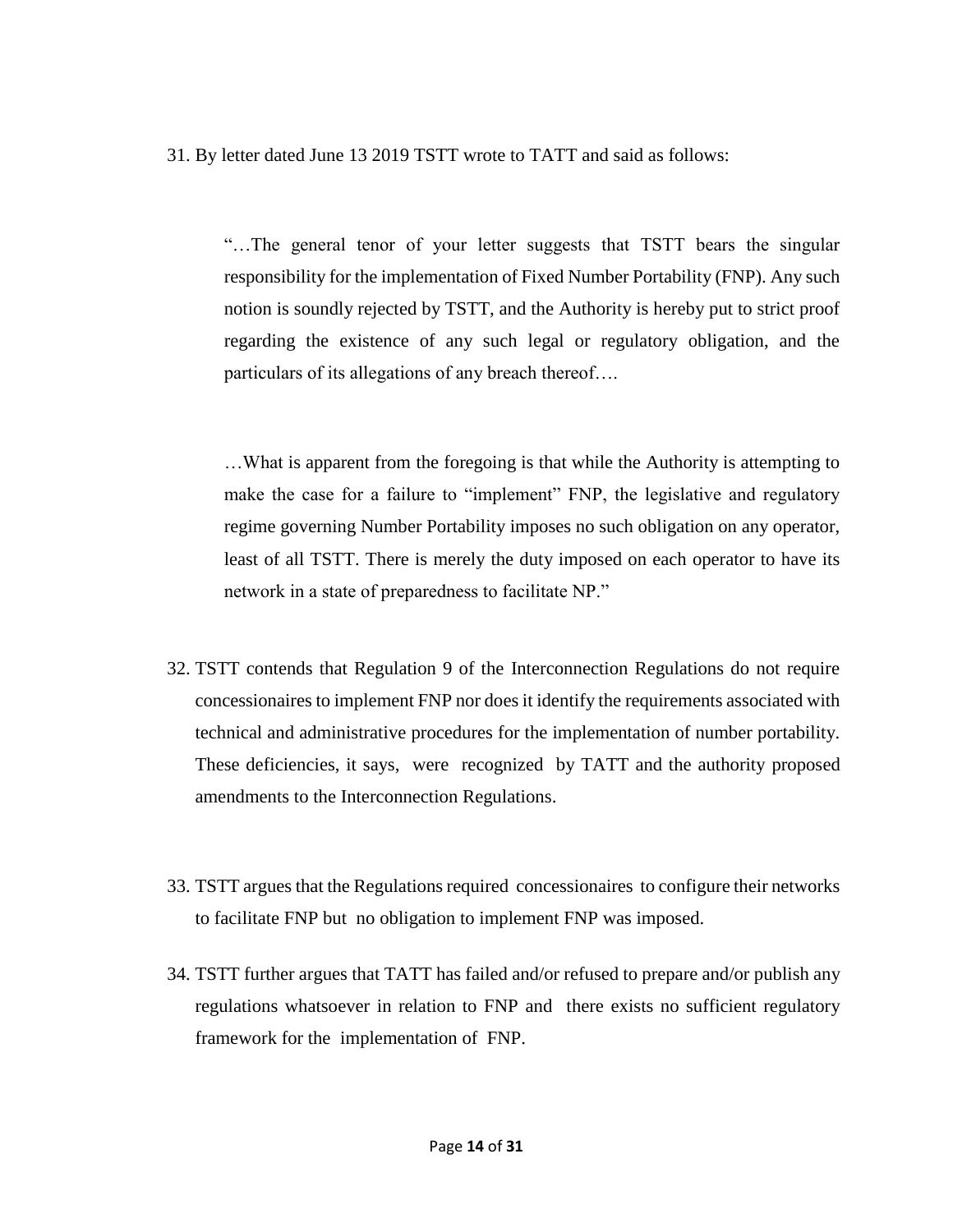31. By letter dated June 13 2019 TSTT wrote to TATT and said as follows:

> "…The general tenor of your letter suggests that TSTT bears the singular responsibility for the implementation of Fixed Number Portability (FNP). Any such notion is soundly rejected by TSTT, and the Authority is hereby put to strict proof regarding the existence of any such legal or regulatory obligation, and the particulars of its allegations of any breach thereof….
>
> …What is apparent from the foregoing is that while the Authority is attempting to make the case for a failure to "implement" FNP, the legislative and regulatory regime governing Number Portability imposes no such obligation on any operator, least of all TSTT. There is merely the duty imposed on each operator to have its network in a state of preparedness to facilitate NP."

32. TSTT contends that Regulation 9 of the Interconnection Regulations do not require concessionaires to implement FNP nor does it identify the requirements associated with technical and administrative procedures for the implementation of number portability. These deficiencies, it says, were recognized by TATT and the authority proposed amendments to the Interconnection Regulations.

33. TSTT argues that the Regulations required concessionaires to configure their networks to facilitate FNP but no obligation to implement FNP was imposed.

34. TSTT further argues that TATT has failed and/or refused to prepare and/or publish any regulations whatsoever in relation to FNP and there exists no sufficient regulatory framework for the implementation of FNP.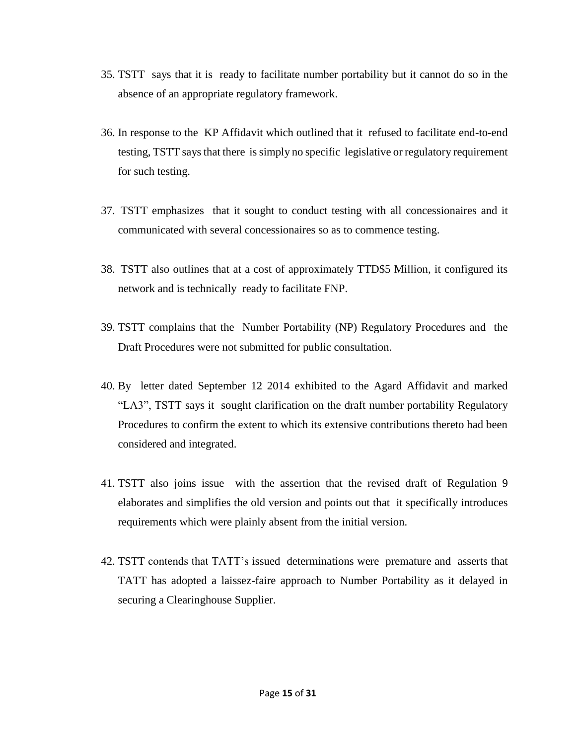35. TSTT says that it is ready to facilitate number portability but it cannot do so in the absence of an appropriate regulatory framework.

36. In response to the KP Affidavit which outlined that it refused to facilitate end-to-end testing, TSTT says that there is simply no specific legislative or regulatory requirement for such testing.

37. TSTT emphasizes that it sought to conduct testing with all concessionaires and it communicated with several concessionaires so as to commence testing.

38. TSTT also outlines that at a cost of approximately TTD$5 Million, it configured its network and is technically ready to facilitate FNP.

39. TSTT complains that the Number Portability (NP) Regulatory Procedures and the Draft Procedures were not submitted for public consultation.

40. By letter dated September 12 2014 exhibited to the Agard Affidavit and marked "LA3", TSTT says it sought clarification on the draft number portability Regulatory Procedures to confirm the extent to which its extensive contributions thereto had been considered and integrated.

41. TSTT also joins issue with the assertion that the revised draft of Regulation 9 elaborates and simplifies the old version and points out that it specifically introduces requirements which were plainly absent from the initial version.

42. TSTT contends that TATT's issued determinations were premature and asserts that TATT has adopted a laissez-faire approach to Number Portability as it delayed in securing a Clearinghouse Supplier.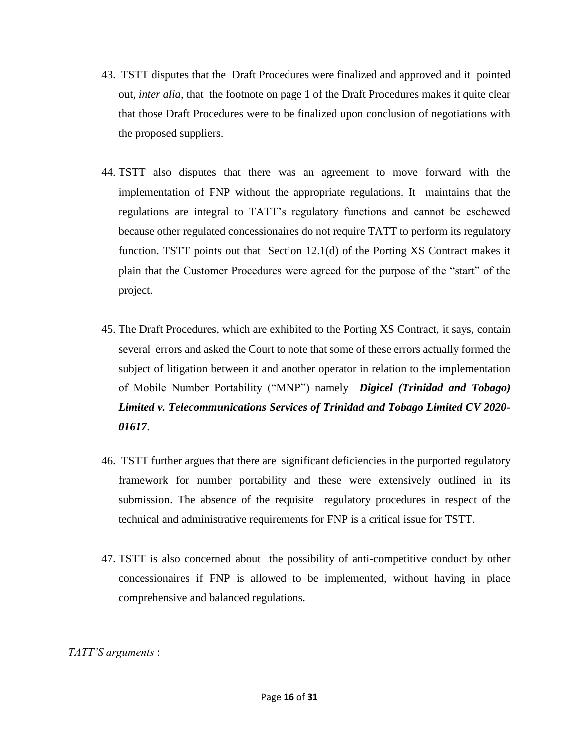43. TSTT disputes that the Draft Procedures were finalized and approved and it pointed out, *inter alia*, that the footnote on page 1 of the Draft Procedures makes it quite clear that those Draft Procedures were to be finalized upon conclusion of negotiations with the proposed suppliers.

44. TSTT also disputes that there was an agreement to move forward with the implementation of FNP without the appropriate regulations. It maintains that the regulations are integral to TATT's regulatory functions and cannot be eschewed because other regulated concessionaires do not require TATT to perform its regulatory function. TSTT points out that Section 12.1(d) of the Porting XS Contract makes it plain that the Customer Procedures were agreed for the purpose of the "start" of the project.

45. The Draft Procedures, which are exhibited to the Porting XS Contract, it says, contain several errors and asked the Court to note that some of these errors actually formed the subject of litigation between it and another operator in relation to the implementation of Mobile Number Portability ("MNP") namely ***Digicel (Trinidad and Tobago) Limited v. Telecommunications Services of Trinidad and Tobago Limited CV 2020-01617***.

46. TSTT further argues that there are significant deficiencies in the purported regulatory framework for number portability and these were extensively outlined in its submission. The absence of the requisite regulatory procedures in respect of the technical and administrative requirements for FNP is a critical issue for TSTT.

47. TSTT is also concerned about the possibility of anti-competitive conduct by other concessionaires if FNP is allowed to be implemented, without having in place comprehensive and balanced regulations.

*TATT'S arguments* :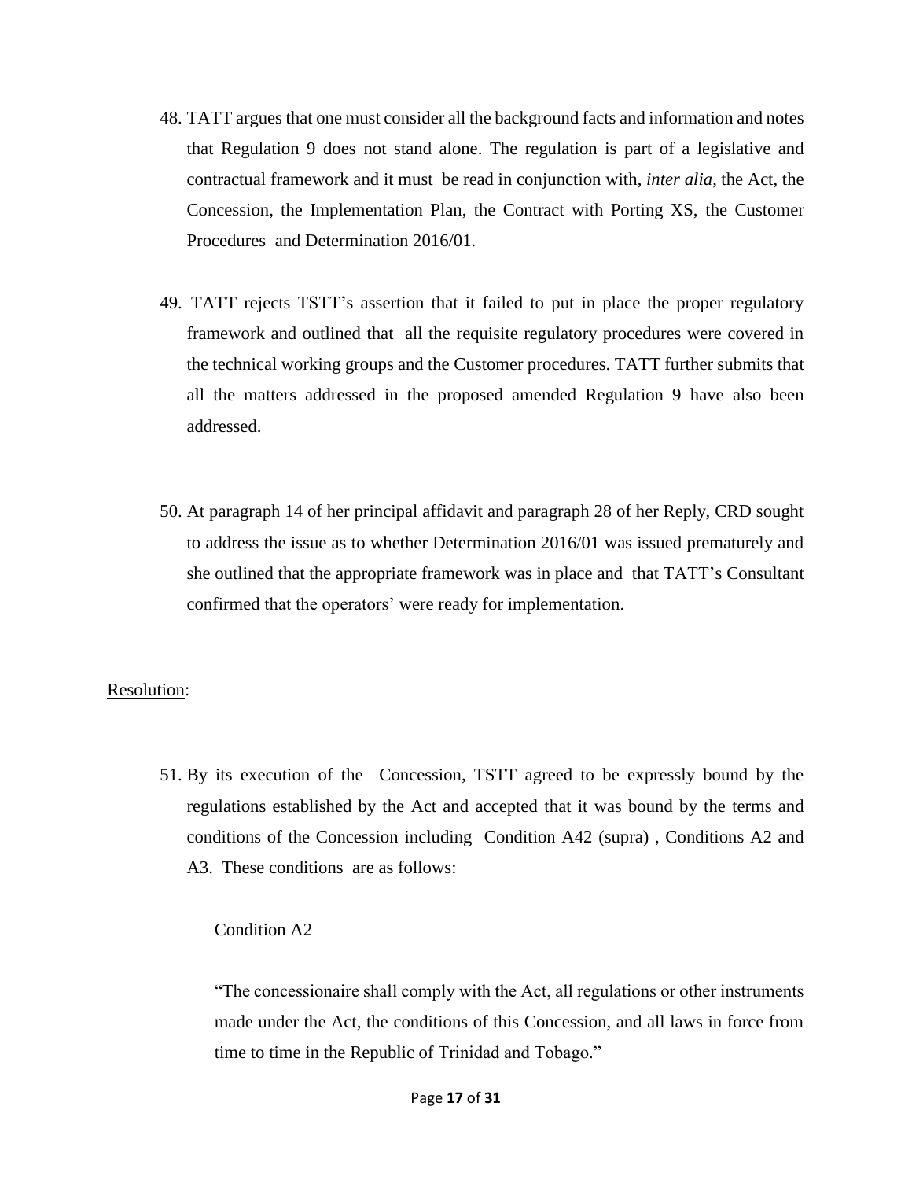48. TATT argues that one must consider all the background facts and information and notes that Regulation 9 does not stand alone. The regulation is part of a legislative and contractual framework and it must be read in conjunction with, *inter alia*, the Act, the Concession, the Implementation Plan, the Contract with Porting XS, the Customer Procedures and Determination 2016/01.

49. TATT rejects TSTT's assertion that it failed to put in place the proper regulatory framework and outlined that all the requisite regulatory procedures were covered in the technical working groups and the Customer procedures. TATT further submits that all the matters addressed in the proposed amended Regulation 9 have also been addressed.

50. At paragraph 14 of her principal affidavit and paragraph 28 of her Reply, CRD sought to address the issue as to whether Determination 2016/01 was issued prematurely and she outlined that the appropriate framework was in place and that TATT's Consultant confirmed that the operators' were ready for implementation.

<u>Resolution</u>:

51. By its execution of the Concession, TSTT agreed to be expressly bound by the regulations established by the Act and accepted that it was bound by the terms and conditions of the Concession including Condition A42 (supra) , Conditions A2 and A3. These conditions are as follows:

    Condition A2

    "The concessionaire shall comply with the Act, all regulations or other instruments made under the Act, the conditions of this Concession, and all laws in force from time to time in the Republic of Trinidad and Tobago."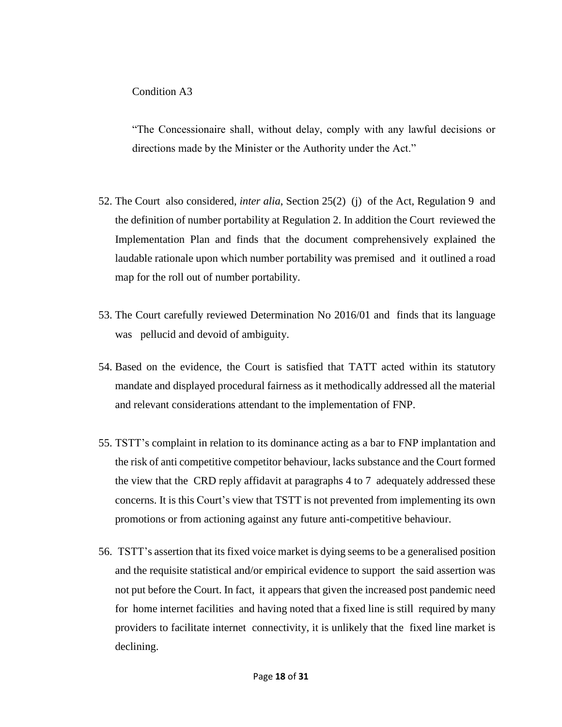Condition A3

"The Concessionaire shall, without delay, comply with any lawful decisions or directions made by the Minister or the Authority under the Act."

52. The Court also considered, *inter alia*, Section 25(2) (j) of the Act, Regulation 9 and the definition of number portability at Regulation 2. In addition the Court reviewed the Implementation Plan and finds that the document comprehensively explained the laudable rationale upon which number portability was premised and it outlined a road map for the roll out of number portability.

53. The Court carefully reviewed Determination No 2016/01 and finds that its language was pellucid and devoid of ambiguity.

54. Based on the evidence, the Court is satisfied that TATT acted within its statutory mandate and displayed procedural fairness as it methodically addressed all the material and relevant considerations attendant to the implementation of FNP.

55. TSTT's complaint in relation to its dominance acting as a bar to FNP implantation and the risk of anti competitive competitor behaviour, lacks substance and the Court formed the view that the CRD reply affidavit at paragraphs 4 to 7 adequately addressed these concerns. It is this Court's view that TSTT is not prevented from implementing its own promotions or from actioning against any future anti-competitive behaviour.

56. TSTT's assertion that its fixed voice market is dying seems to be a generalised position and the requisite statistical and/or empirical evidence to support the said assertion was not put before the Court. In fact, it appears that given the increased post pandemic need for home internet facilities and having noted that a fixed line is still required by many providers to facilitate internet connectivity, it is unlikely that the fixed line market is declining.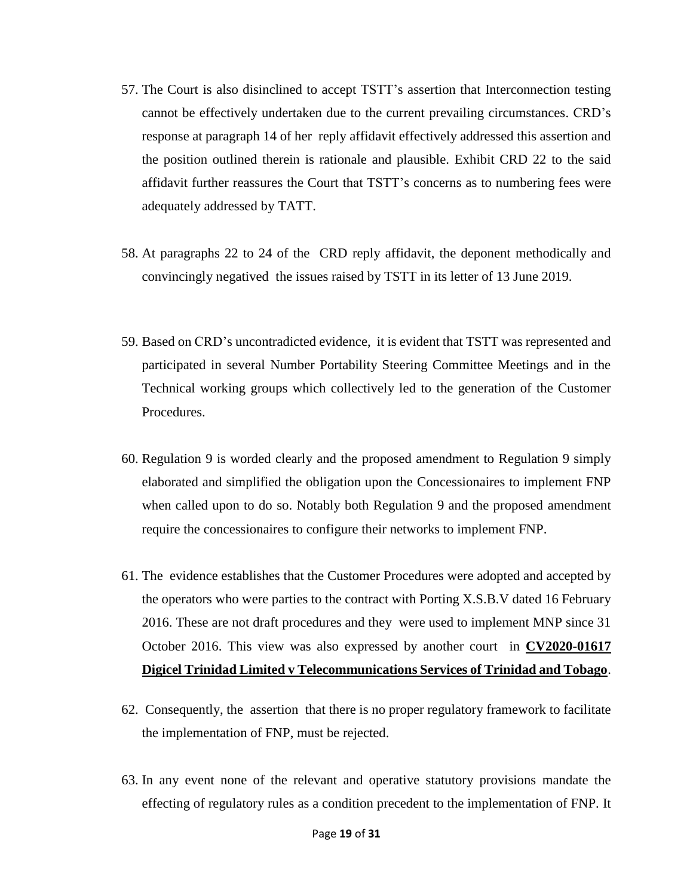57. The Court is also disinclined to accept TSTT's assertion that Interconnection testing cannot be effectively undertaken due to the current prevailing circumstances. CRD's response at paragraph 14 of her reply affidavit effectively addressed this assertion and the position outlined therein is rationale and plausible. Exhibit CRD 22 to the said affidavit further reassures the Court that TSTT's concerns as to numbering fees were adequately addressed by TATT.

58. At paragraphs 22 to 24 of the CRD reply affidavit, the deponent methodically and convincingly negatived the issues raised by TSTT in its letter of 13 June 2019.

59. Based on CRD's uncontradicted evidence, it is evident that TSTT was represented and participated in several Number Portability Steering Committee Meetings and in the Technical working groups which collectively led to the generation of the Customer Procedures.

60. Regulation 9 is worded clearly and the proposed amendment to Regulation 9 simply elaborated and simplified the obligation upon the Concessionaires to implement FNP when called upon to do so. Notably both Regulation 9 and the proposed amendment require the concessionaires to configure their networks to implement FNP.

61. The evidence establishes that the Customer Procedures were adopted and accepted by the operators who were parties to the contract with Porting X.S.B.V dated 16 February 2016. These are not draft procedures and they were used to implement MNP since 31 October 2016. This view was also expressed by another court in **CV2020-01617 Digicel Trinidad Limited v Telecommunications Services of Trinidad and Tobago**.

62. Consequently, the assertion that there is no proper regulatory framework to facilitate the implementation of FNP, must be rejected.

63. In any event none of the relevant and operative statutory provisions mandate the effecting of regulatory rules as a condition precedent to the implementation of FNP. It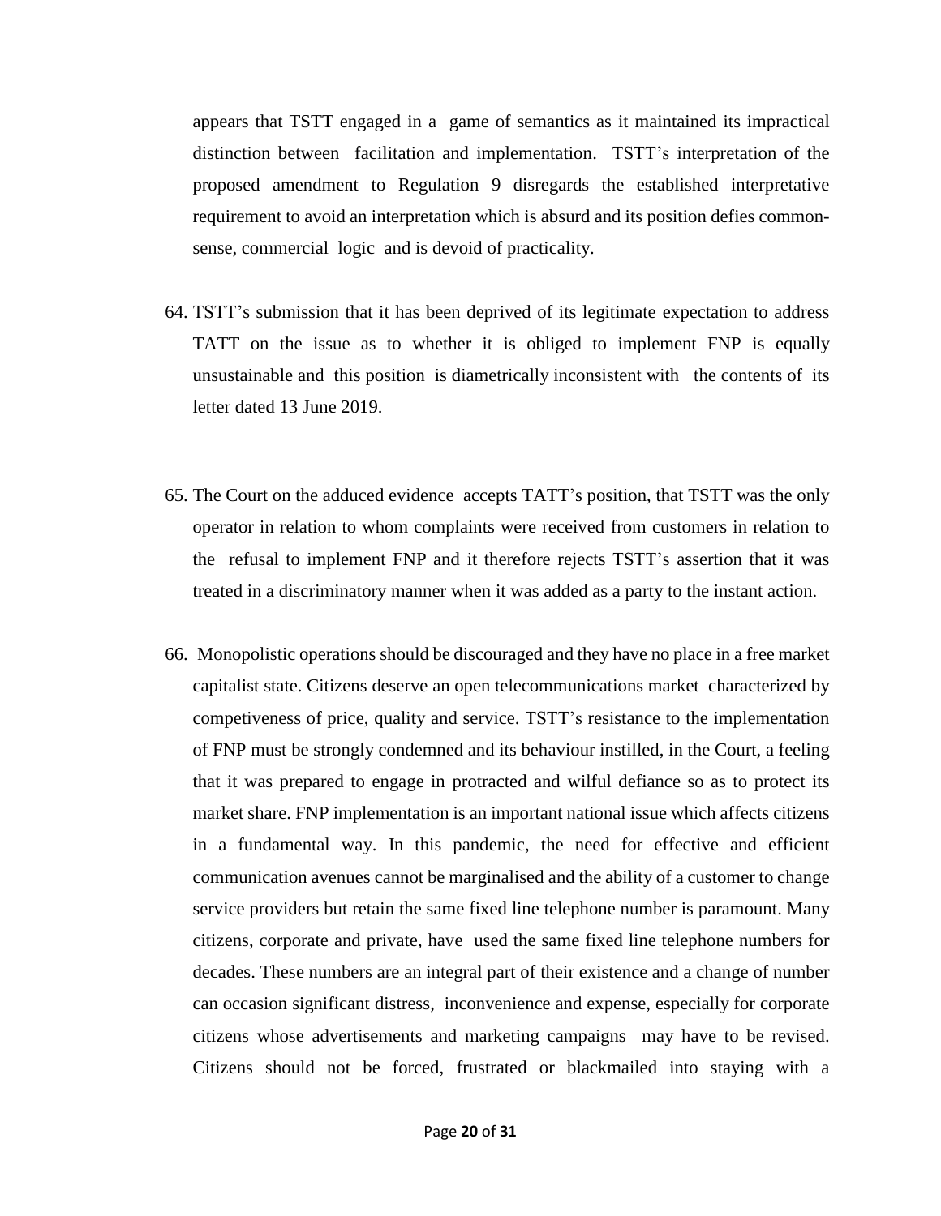appears that TSTT engaged in a game of semantics as it maintained its impractical distinction between facilitation and implementation. TSTT's interpretation of the proposed amendment to Regulation 9 disregards the established interpretative requirement to avoid an interpretation which is absurd and its position defies common-sense, commercial logic and is devoid of practicality.

64. TSTT's submission that it has been deprived of its legitimate expectation to address TATT on the issue as to whether it is obliged to implement FNP is equally unsustainable and this position is diametrically inconsistent with the contents of its letter dated 13 June 2019.

65. The Court on the adduced evidence accepts TATT's position, that TSTT was the only operator in relation to whom complaints were received from customers in relation to the refusal to implement FNP and it therefore rejects TSTT's assertion that it was treated in a discriminatory manner when it was added as a party to the instant action.

66. Monopolistic operations should be discouraged and they have no place in a free market capitalist state. Citizens deserve an open telecommunications market characterized by competiveness of price, quality and service. TSTT's resistance to the implementation of FNP must be strongly condemned and its behaviour instilled, in the Court, a feeling that it was prepared to engage in protracted and wilful defiance so as to protect its market share. FNP implementation is an important national issue which affects citizens in a fundamental way. In this pandemic, the need for effective and efficient communication avenues cannot be marginalised and the ability of a customer to change service providers but retain the same fixed line telephone number is paramount. Many citizens, corporate and private, have used the same fixed line telephone numbers for decades. These numbers are an integral part of their existence and a change of number can occasion significant distress, inconvenience and expense, especially for corporate citizens whose advertisements and marketing campaigns may have to be revised. Citizens should not be forced, frustrated or blackmailed into staying with a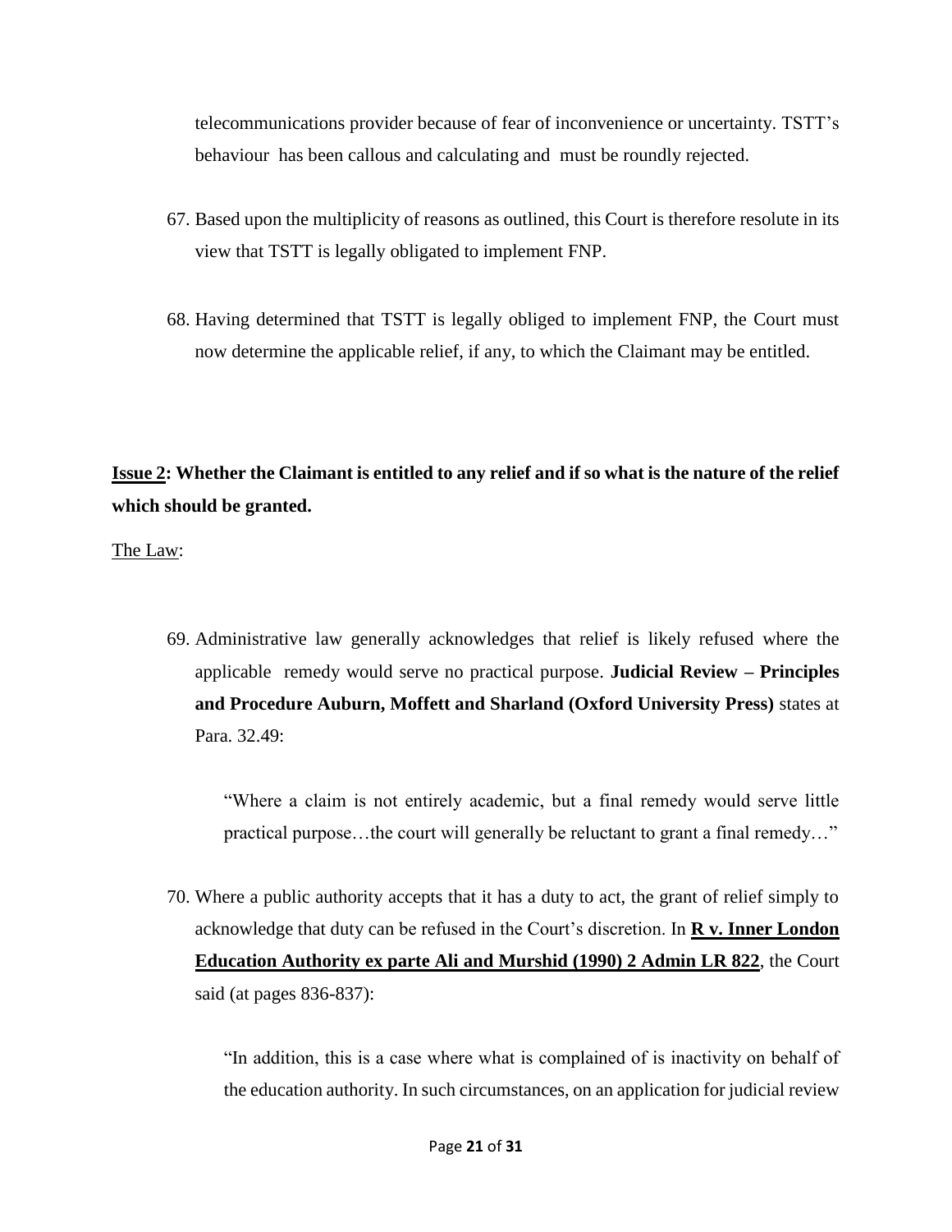telecommunications provider because of fear of inconvenience or uncertainty. TSTT's behaviour has been callous and calculating and must be roundly rejected.

67. Based upon the multiplicity of reasons as outlined, this Court is therefore resolute in its view that TSTT is legally obligated to implement FNP.

68. Having determined that TSTT is legally obliged to implement FNP, the Court must now determine the applicable relief, if any, to which the Claimant may be entitled.

**<u>Issue 2</u>: Whether the Claimant is entitled to any relief and if so what is the nature of the relief which should be granted.**

<u>The Law</u>:

69. Administrative law generally acknowledges that relief is likely refused where the applicable remedy would serve no practical purpose. **Judicial Review – Principles and Procedure Auburn, Moffett and Sharland (Oxford University Press)** states at Para. 32.49:

    "Where a claim is not entirely academic, but a final remedy would serve little practical purpose…the court will generally be reluctant to grant a final remedy…"

70. Where a public authority accepts that it has a duty to act, the grant of relief simply to acknowledge that duty can be refused in the Court's discretion. In **<u>R v. Inner London Education Authority ex parte Ali and Murshid (1990) 2 Admin LR 822</u>**, the Court said (at pages 836-837):

    "In addition, this is a case where what is complained of is inactivity on behalf of the education authority. In such circumstances, on an application for judicial review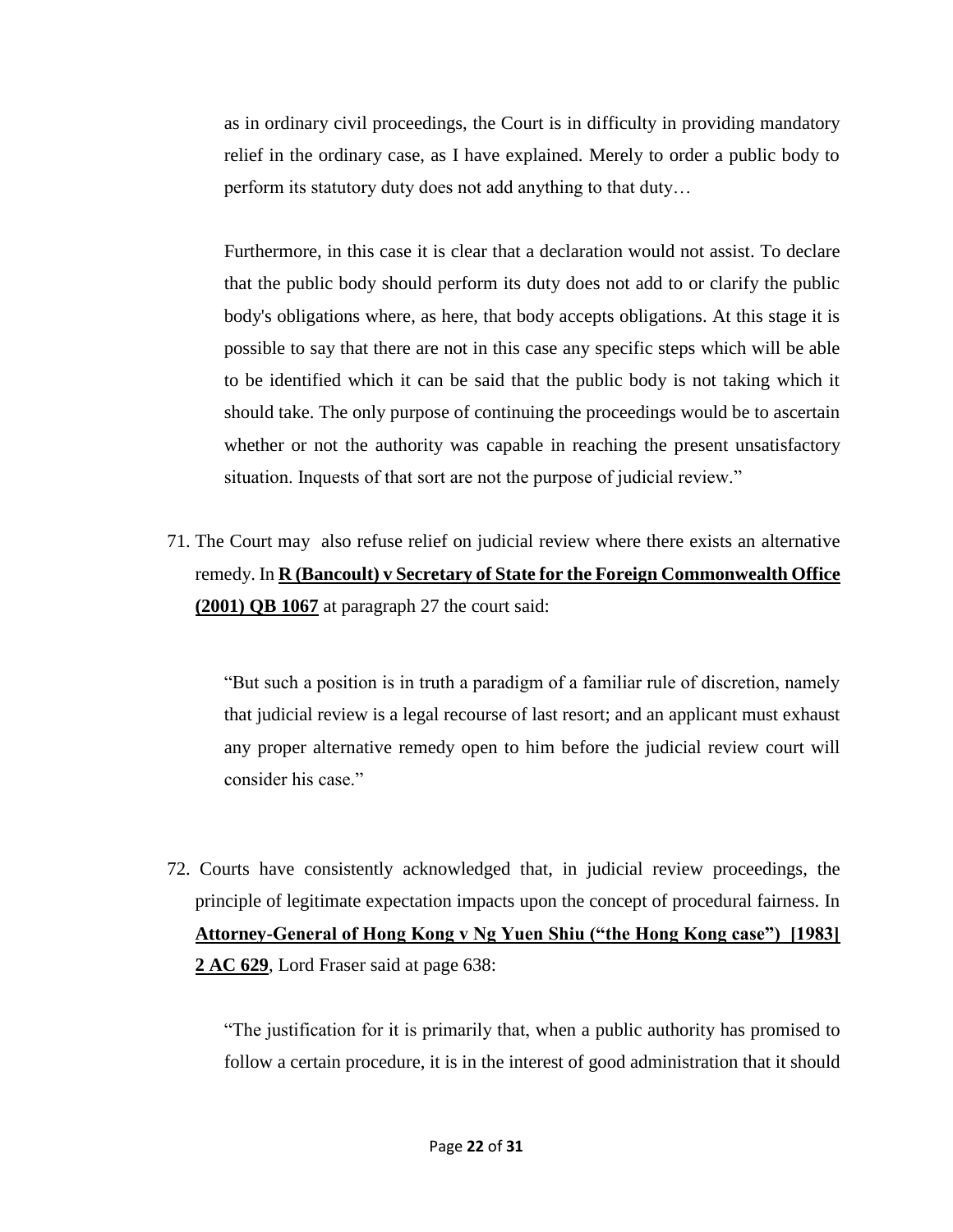as in ordinary civil proceedings, the Court is in difficulty in providing mandatory relief in the ordinary case, as I have explained. Merely to order a public body to perform its statutory duty does not add anything to that duty…

> Furthermore, in this case it is clear that a declaration would not assist. To declare that the public body should perform its duty does not add to or clarify the public body's obligations where, as here, that body accepts obligations. At this stage it is possible to say that there are not in this case any specific steps which will be able to be identified which it can be said that the public body is not taking which it should take. The only purpose of continuing the proceedings would be to ascertain whether or not the authority was capable in reaching the present unsatisfactory situation. Inquests of that sort are not the purpose of judicial review."

71. The Court may also refuse relief on judicial review where there exists an alternative remedy. In **R (Bancoult) v Secretary of State for the Foreign Commonwealth Office (2001) QB 1067** at paragraph 27 the court said:

> "But such a position is in truth a paradigm of a familiar rule of discretion, namely that judicial review is a legal recourse of last resort; and an applicant must exhaust any proper alternative remedy open to him before the judicial review court will consider his case."

72. Courts have consistently acknowledged that, in judicial review proceedings, the principle of legitimate expectation impacts upon the concept of procedural fairness. In **Attorney-General of Hong Kong v Ng Yuen Shiu ("the Hong Kong case") [1983] 2 AC 629**, Lord Fraser said at page 638:

> "The justification for it is primarily that, when a public authority has promised to follow a certain procedure, it is in the interest of good administration that it should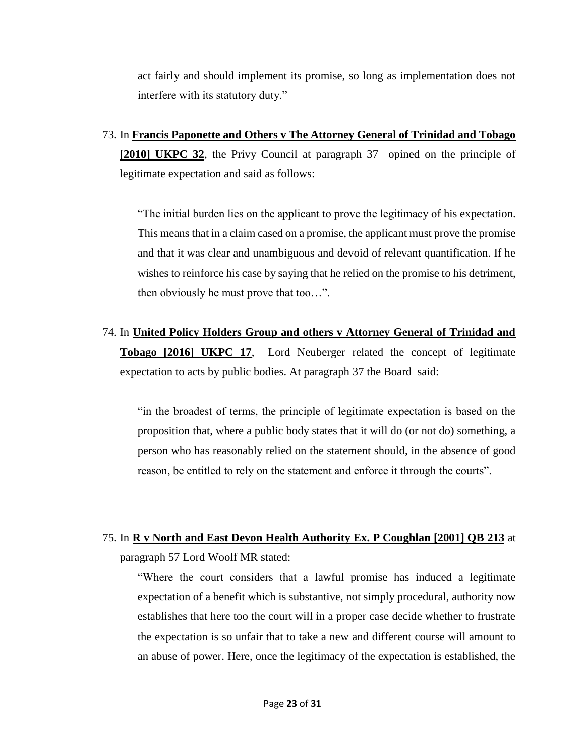act fairly and should implement its promise, so long as implementation does not interfere with its statutory duty."

73. In **Francis Paponette and Others v The Attorney General of Trinidad and Tobago [2010] UKPC 32**, the Privy Council at paragraph 37 opined on the principle of legitimate expectation and said as follows:

    "The initial burden lies on the applicant to prove the legitimacy of his expectation. This means that in a claim cased on a promise, the applicant must prove the promise and that it was clear and unambiguous and devoid of relevant quantification. If he wishes to reinforce his case by saying that he relied on the promise to his detriment, then obviously he must prove that too…".

74. In **United Policy Holders Group and others v Attorney General of Trinidad and Tobago [2016] UKPC 17**, Lord Neuberger related the concept of legitimate expectation to acts by public bodies. At paragraph 37 the Board said:

    "in the broadest of terms, the principle of legitimate expectation is based on the proposition that, where a public body states that it will do (or not do) something, a person who has reasonably relied on the statement should, in the absence of good reason, be entitled to rely on the statement and enforce it through the courts".

75. In **R v North and East Devon Health Authority Ex. P Coughlan [2001] QB 213** at paragraph 57 Lord Woolf MR stated:

    "Where the court considers that a lawful promise has induced a legitimate expectation of a benefit which is substantive, not simply procedural, authority now establishes that here too the court will in a proper case decide whether to frustrate the expectation is so unfair that to take a new and different course will amount to an abuse of power. Here, once the legitimacy of the expectation is established, the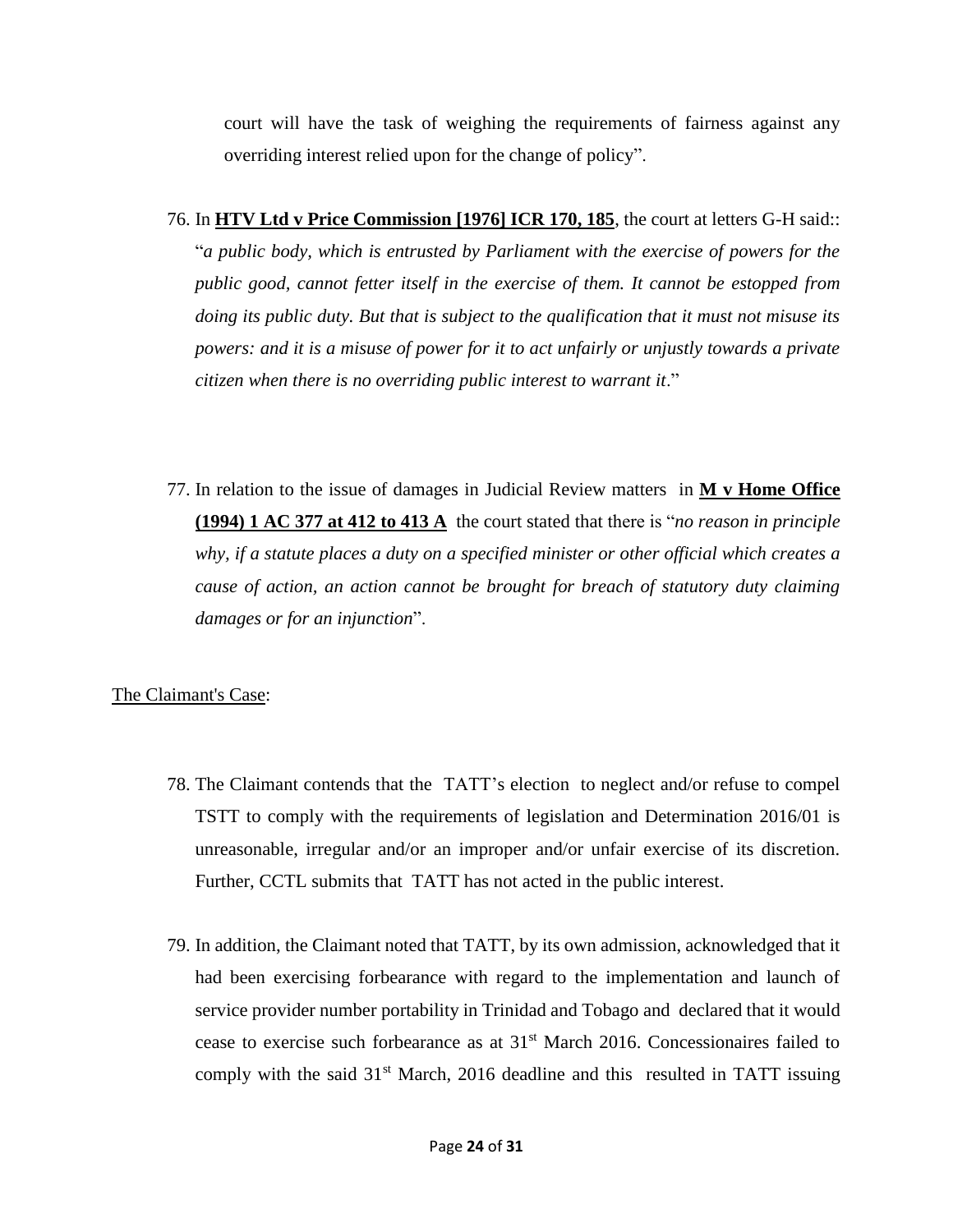court will have the task of weighing the requirements of fairness against any overriding interest relied upon for the change of policy".

76. In **HTV Ltd v Price Commission [1976] ICR 170, 185**, the court at letters G-H said:: "*a public body, which is entrusted by Parliament with the exercise of powers for the public good, cannot fetter itself in the exercise of them. It cannot be estopped from doing its public duty. But that is subject to the qualification that it must not misuse its powers: and it is a misuse of power for it to act unfairly or unjustly towards a private citizen when there is no overriding public interest to warrant it*."

77. In relation to the issue of damages in Judicial Review matters in **M v Home Office (1994) 1 AC 377 at 412 to 413 A** the court stated that there is "*no reason in principle why, if a statute places a duty on a specified minister or other official which creates a cause of action, an action cannot be brought for breach of statutory duty claiming damages or for an injunction*".

The Claimant's Case:

78. The Claimant contends that the TATT's election to neglect and/or refuse to compel TSTT to comply with the requirements of legislation and Determination 2016/01 is unreasonable, irregular and/or an improper and/or unfair exercise of its discretion. Further, CCTL submits that TATT has not acted in the public interest.

79. In addition, the Claimant noted that TATT, by its own admission, acknowledged that it had been exercising forbearance with regard to the implementation and launch of service provider number portability in Trinidad and Tobago and declared that it would cease to exercise such forbearance as at 31st March 2016. Concessionaires failed to comply with the said 31st March, 2016 deadline and this resulted in TATT issuing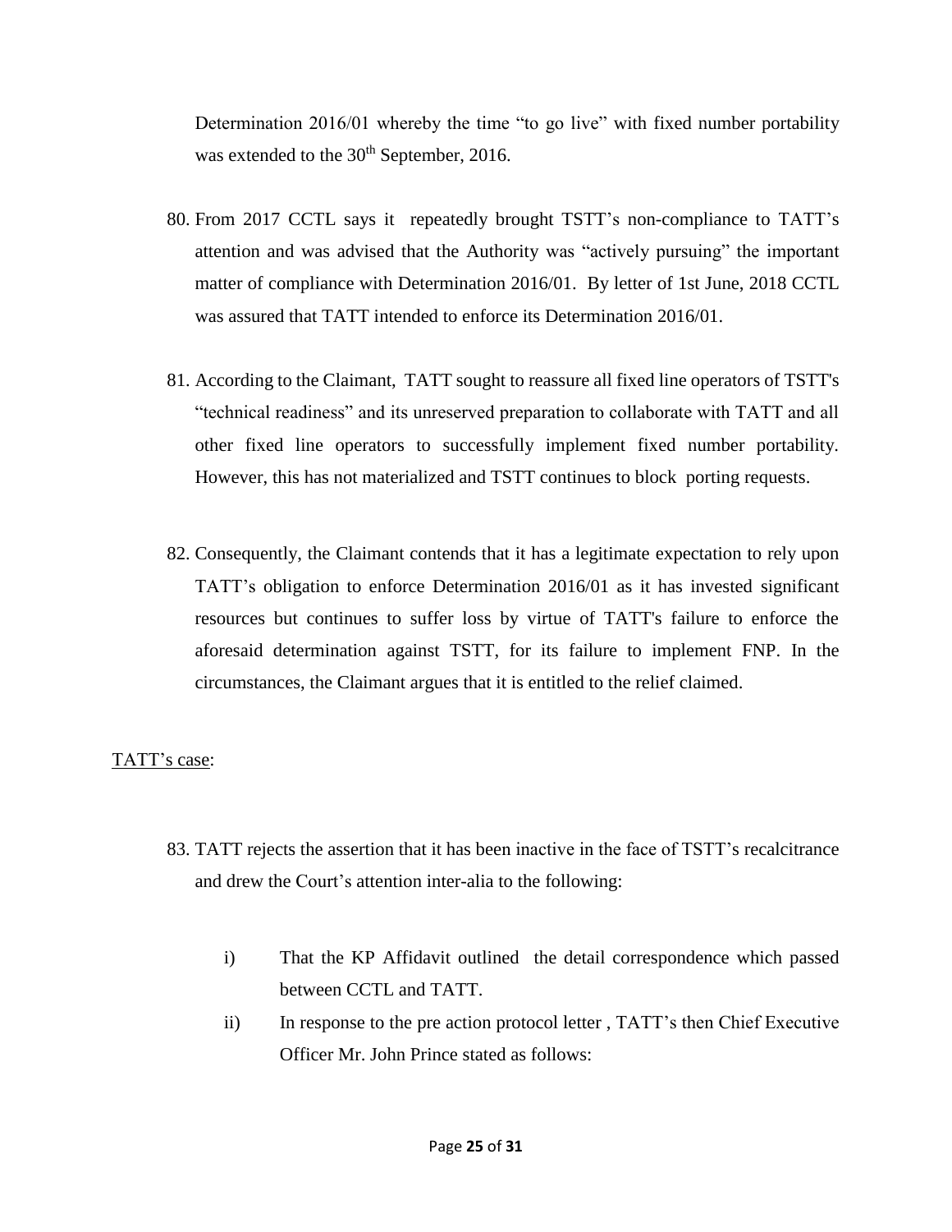Determination 2016/01 whereby the time "to go live" with fixed number portability was extended to the 30th September, 2016.

80. From 2017 CCTL says it repeatedly brought TSTT's non-compliance to TATT's attention and was advised that the Authority was "actively pursuing" the important matter of compliance with Determination 2016/01. By letter of 1st June, 2018 CCTL was assured that TATT intended to enforce its Determination 2016/01.

81. According to the Claimant, TATT sought to reassure all fixed line operators of TSTT's "technical readiness" and its unreserved preparation to collaborate with TATT and all other fixed line operators to successfully implement fixed number portability. However, this has not materialized and TSTT continues to block porting requests.

82. Consequently, the Claimant contends that it has a legitimate expectation to rely upon TATT's obligation to enforce Determination 2016/01 as it has invested significant resources but continues to suffer loss by virtue of TATT's failure to enforce the aforesaid determination against TSTT, for its failure to implement FNP. In the circumstances, the Claimant argues that it is entitled to the relief claimed.

<u>TATT's case</u>:

83. TATT rejects the assertion that it has been inactive in the face of TSTT's recalcitrance and drew the Court's attention inter-alia to the following:

    i) That the KP Affidavit outlined the detail correspondence which passed between CCTL and TATT.

    ii) In response to the pre action protocol letter , TATT's then Chief Executive Officer Mr. John Prince stated as follows: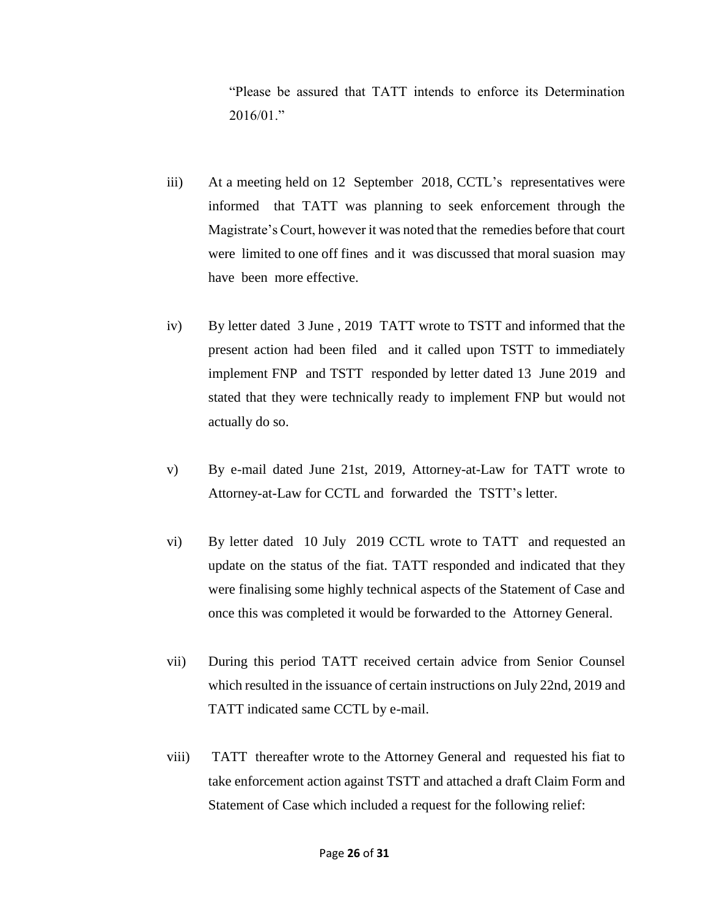> "Please be assured that TATT intends to enforce its Determination 2016/01."

iii) At a meeting held on 12 September 2018, CCTL's representatives were informed that TATT was planning to seek enforcement through the Magistrate's Court, however it was noted that the remedies before that court were limited to one off fines and it was discussed that moral suasion may have been more effective.

iv) By letter dated 3 June , 2019 TATT wrote to TSTT and informed that the present action had been filed and it called upon TSTT to immediately implement FNP and TSTT responded by letter dated 13 June 2019 and stated that they were technically ready to implement FNP but would not actually do so.

v) By e-mail dated June 21st, 2019, Attorney-at-Law for TATT wrote to Attorney-at-Law for CCTL and forwarded the TSTT's letter.

vi) By letter dated 10 July 2019 CCTL wrote to TATT and requested an update on the status of the fiat. TATT responded and indicated that they were finalising some highly technical aspects of the Statement of Case and once this was completed it would be forwarded to the Attorney General.

vii) During this period TATT received certain advice from Senior Counsel which resulted in the issuance of certain instructions on July 22nd, 2019 and TATT indicated same CCTL by e-mail.

viii) TATT thereafter wrote to the Attorney General and requested his fiat to take enforcement action against TSTT and attached a draft Claim Form and Statement of Case which included a request for the following relief: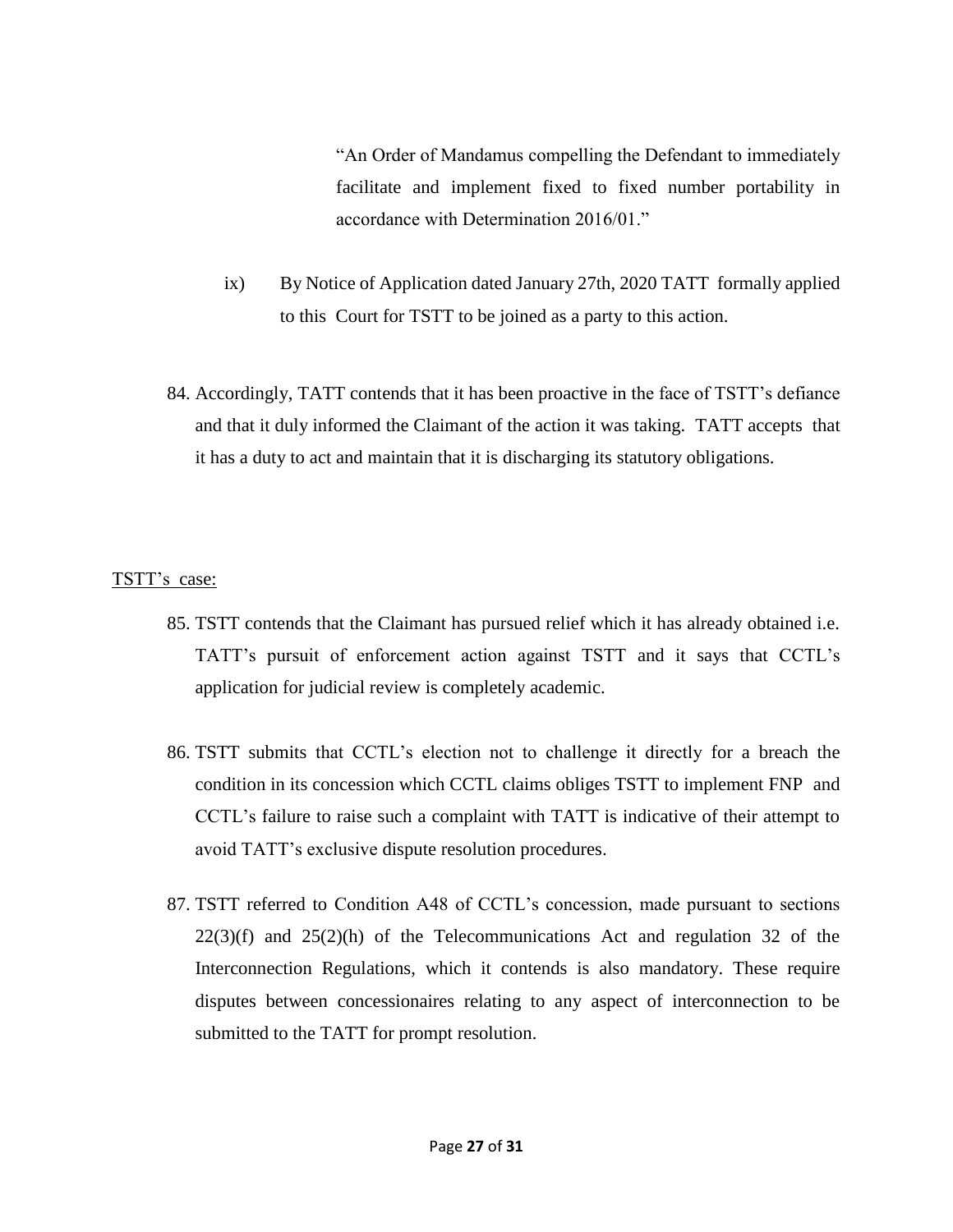> "An Order of Mandamus compelling the Defendant to immediately facilitate and implement fixed to fixed number portability in accordance with Determination 2016/01."

ix) By Notice of Application dated January 27th, 2020 TATT formally applied to this Court for TSTT to be joined as a party to this action.

84. Accordingly, TATT contends that it has been proactive in the face of TSTT's defiance and that it duly informed the Claimant of the action it was taking. TATT accepts that it has a duty to act and maintain that it is discharging its statutory obligations.

<u>TSTT's case:</u>

85. TSTT contends that the Claimant has pursued relief which it has already obtained i.e. TATT's pursuit of enforcement action against TSTT and it says that CCTL's application for judicial review is completely academic.

86. TSTT submits that CCTL's election not to challenge it directly for a breach the condition in its concession which CCTL claims obliges TSTT to implement FNP and CCTL's failure to raise such a complaint with TATT is indicative of their attempt to avoid TATT's exclusive dispute resolution procedures.

87. TSTT referred to Condition A48 of CCTL's concession, made pursuant to sections 22(3)(f) and 25(2)(h) of the Telecommunications Act and regulation 32 of the Interconnection Regulations, which it contends is also mandatory. These require disputes between concessionaires relating to any aspect of interconnection to be submitted to the TATT for prompt resolution.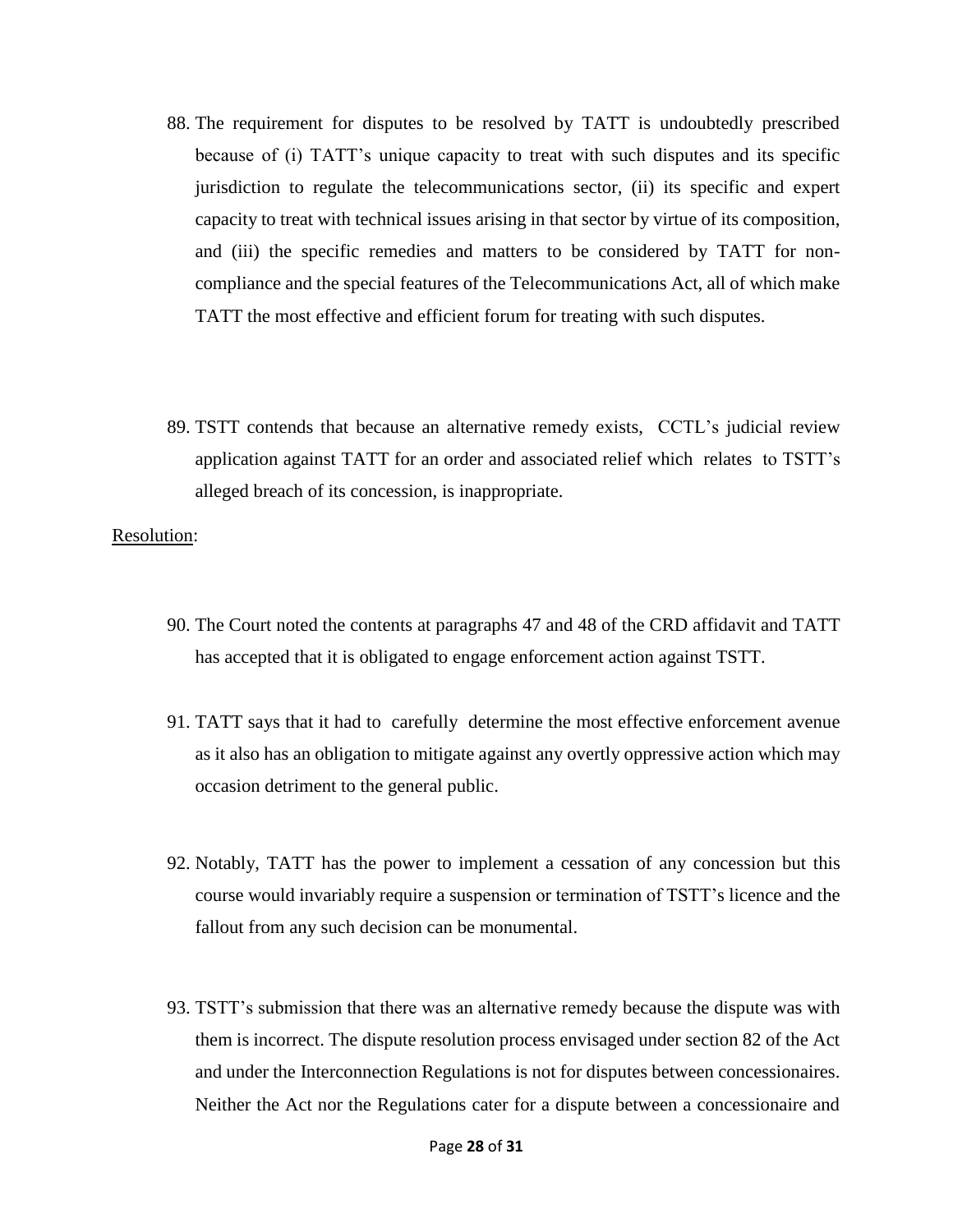88. The requirement for disputes to be resolved by TATT is undoubtedly prescribed because of (i) TATT's unique capacity to treat with such disputes and its specific jurisdiction to regulate the telecommunications sector, (ii) its specific and expert capacity to treat with technical issues arising in that sector by virtue of its composition, and (iii) the specific remedies and matters to be considered by TATT for non-compliance and the special features of the Telecommunications Act, all of which make TATT the most effective and efficient forum for treating with such disputes.

89. TSTT contends that because an alternative remedy exists, CCTL's judicial review application against TATT for an order and associated relief which relates to TSTT's alleged breach of its concession, is inappropriate.

<u>Resolution</u>:

90. The Court noted the contents at paragraphs 47 and 48 of the CRD affidavit and TATT has accepted that it is obligated to engage enforcement action against TSTT.

91. TATT says that it had to carefully determine the most effective enforcement avenue as it also has an obligation to mitigate against any overtly oppressive action which may occasion detriment to the general public.

92. Notably, TATT has the power to implement a cessation of any concession but this course would invariably require a suspension or termination of TSTT's licence and the fallout from any such decision can be monumental.

93. TSTT's submission that there was an alternative remedy because the dispute was with them is incorrect. The dispute resolution process envisaged under section 82 of the Act and under the Interconnection Regulations is not for disputes between concessionaires. Neither the Act nor the Regulations cater for a dispute between a concessionaire and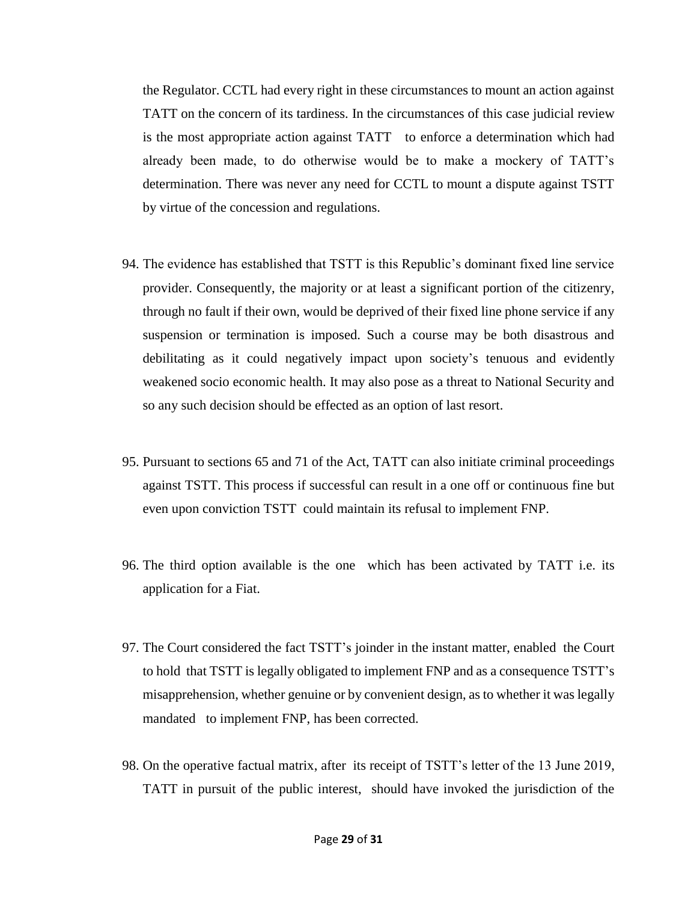the Regulator. CCTL had every right in these circumstances to mount an action against TATT on the concern of its tardiness. In the circumstances of this case judicial review is the most appropriate action against TATT to enforce a determination which had already been made, to do otherwise would be to make a mockery of TATT's determination. There was never any need for CCTL to mount a dispute against TSTT by virtue of the concession and regulations.

94. The evidence has established that TSTT is this Republic's dominant fixed line service provider. Consequently, the majority or at least a significant portion of the citizenry, through no fault if their own, would be deprived of their fixed line phone service if any suspension or termination is imposed. Such a course may be both disastrous and debilitating as it could negatively impact upon society's tenuous and evidently weakened socio economic health. It may also pose as a threat to National Security and so any such decision should be effected as an option of last resort.

95. Pursuant to sections 65 and 71 of the Act, TATT can also initiate criminal proceedings against TSTT. This process if successful can result in a one off or continuous fine but even upon conviction TSTT could maintain its refusal to implement FNP.

96. The third option available is the one which has been activated by TATT i.e. its application for a Fiat.

97. The Court considered the fact TSTT's joinder in the instant matter, enabled the Court to hold that TSTT is legally obligated to implement FNP and as a consequence TSTT's misapprehension, whether genuine or by convenient design, as to whether it was legally mandated to implement FNP, has been corrected.

98. On the operative factual matrix, after its receipt of TSTT's letter of the 13 June 2019, TATT in pursuit of the public interest, should have invoked the jurisdiction of the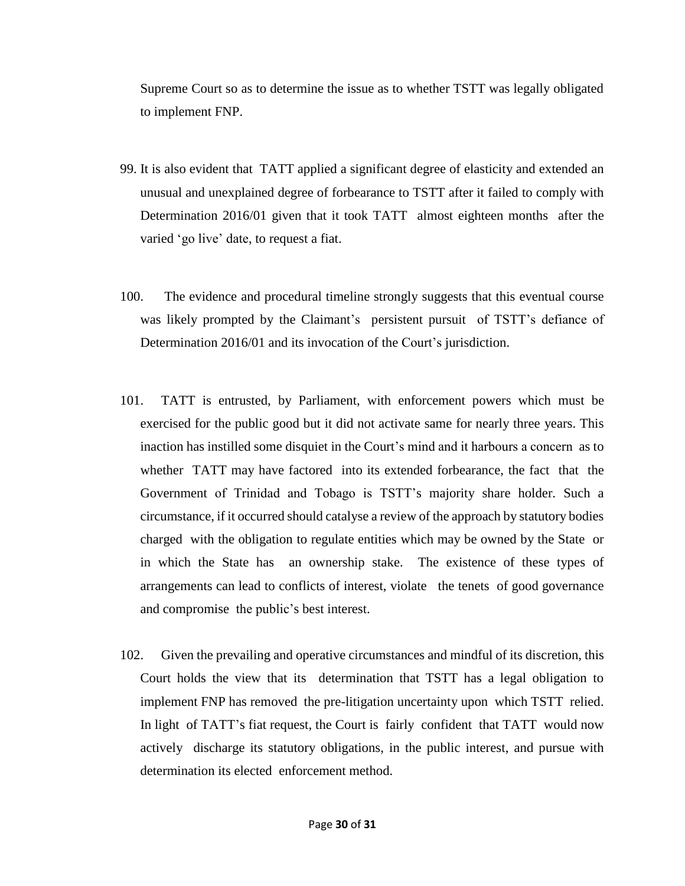Supreme Court so as to determine the issue as to whether TSTT was legally obligated to implement FNP.

99. It is also evident that TATT applied a significant degree of elasticity and extended an unusual and unexplained degree of forbearance to TSTT after it failed to comply with Determination 2016/01 given that it took TATT almost eighteen months after the varied 'go live' date, to request a fiat.

100. The evidence and procedural timeline strongly suggests that this eventual course was likely prompted by the Claimant's persistent pursuit of TSTT's defiance of Determination 2016/01 and its invocation of the Court's jurisdiction.

101. TATT is entrusted, by Parliament, with enforcement powers which must be exercised for the public good but it did not activate same for nearly three years. This inaction has instilled some disquiet in the Court's mind and it harbours a concern as to whether TATT may have factored into its extended forbearance, the fact that the Government of Trinidad and Tobago is TSTT's majority share holder. Such a circumstance, if it occurred should catalyse a review of the approach by statutory bodies charged with the obligation to regulate entities which may be owned by the State or in which the State has an ownership stake. The existence of these types of arrangements can lead to conflicts of interest, violate the tenets of good governance and compromise the public's best interest.

102. Given the prevailing and operative circumstances and mindful of its discretion, this Court holds the view that its determination that TSTT has a legal obligation to implement FNP has removed the pre-litigation uncertainty upon which TSTT relied. In light of TATT's fiat request, the Court is fairly confident that TATT would now actively discharge its statutory obligations, in the public interest, and pursue with determination its elected enforcement method.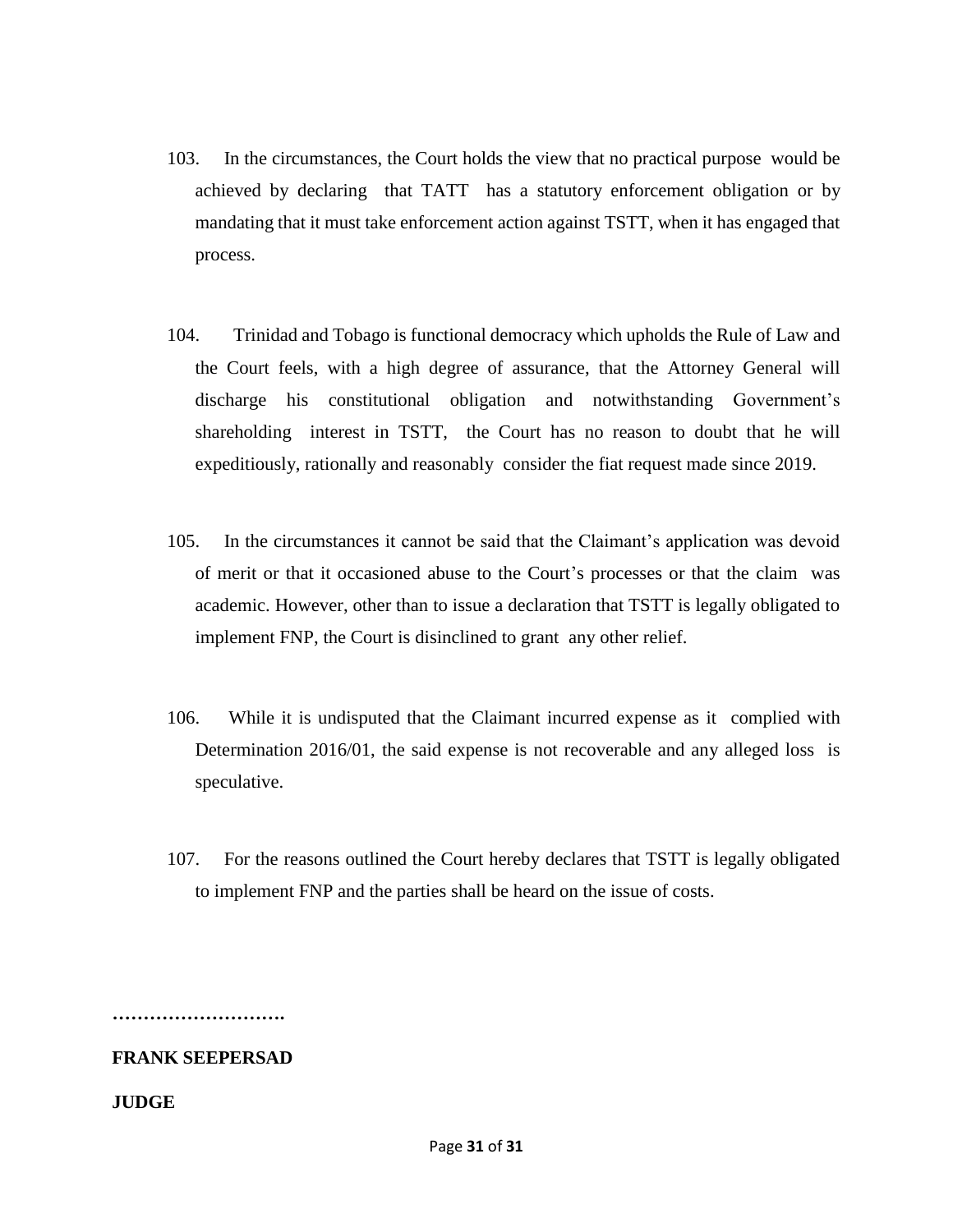103. In the circumstances, the Court holds the view that no practical purpose would be achieved by declaring that TATT has a statutory enforcement obligation or by mandating that it must take enforcement action against TSTT, when it has engaged that process.

104. Trinidad and Tobago is functional democracy which upholds the Rule of Law and the Court feels, with a high degree of assurance, that the Attorney General will discharge his constitutional obligation and notwithstanding Government's shareholding interest in TSTT, the Court has no reason to doubt that he will expeditiously, rationally and reasonably consider the fiat request made since 2019.

105. In the circumstances it cannot be said that the Claimant's application was devoid of merit or that it occasioned abuse to the Court's processes or that the claim was academic. However, other than to issue a declaration that TSTT is legally obligated to implement FNP, the Court is disinclined to grant any other relief.

106. While it is undisputed that the Claimant incurred expense as it complied with Determination 2016/01, the said expense is not recoverable and any alleged loss is speculative.

107. For the reasons outlined the Court hereby declares that TSTT is legally obligated to implement FNP and the parties shall be heard on the issue of costs.

**……………………….**

**FRANK SEEPERSAD**

**JUDGE**